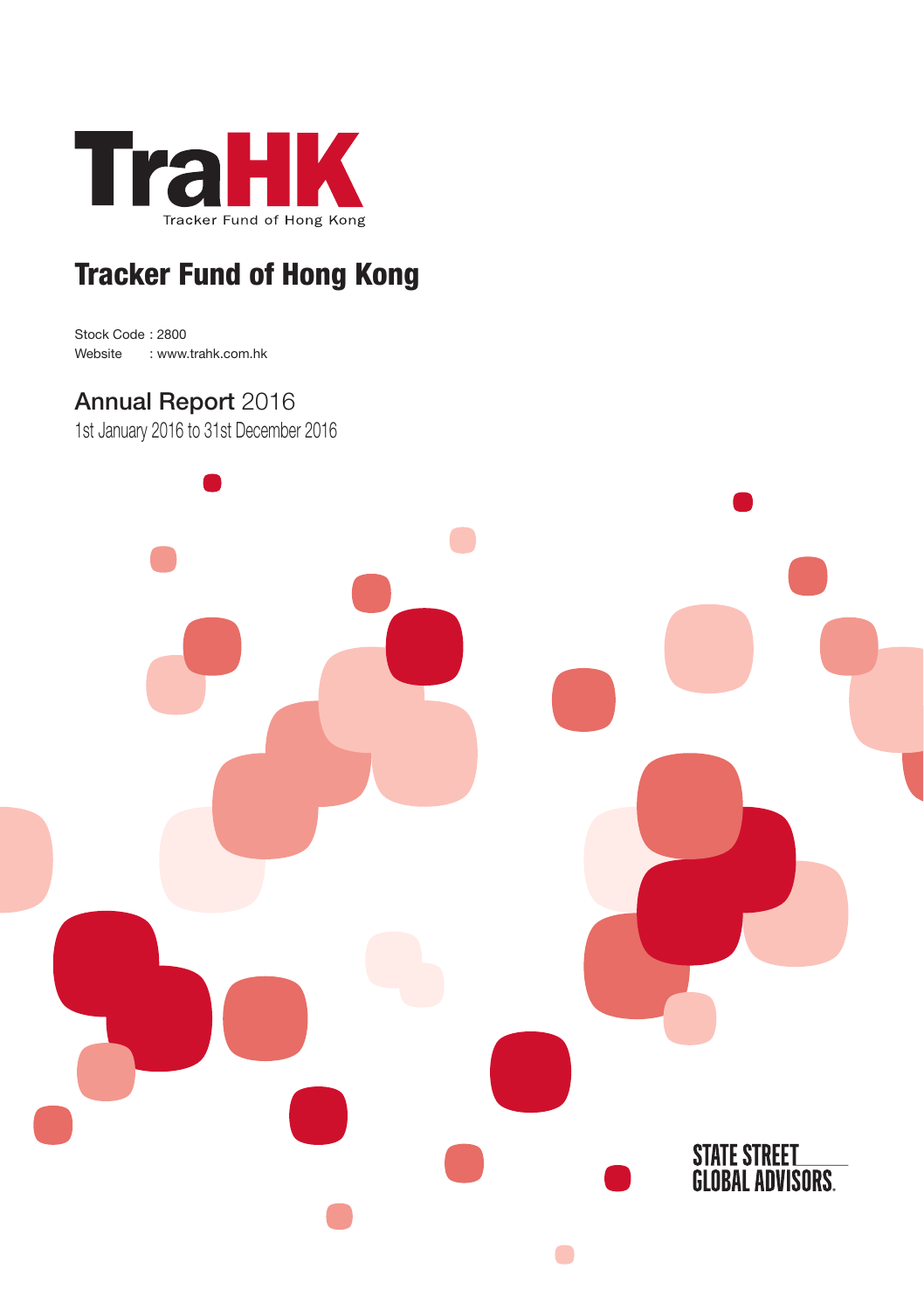TraHK

Tracker Fund of Hong Kong

# Tracker Fund of Hong Kong

Stock Code : 2800
Website : www.trahk.com.hk

## Annual Report 2016

1st January 2016 to 31st December 2016

STATE STREET GLOBAL ADVISORS.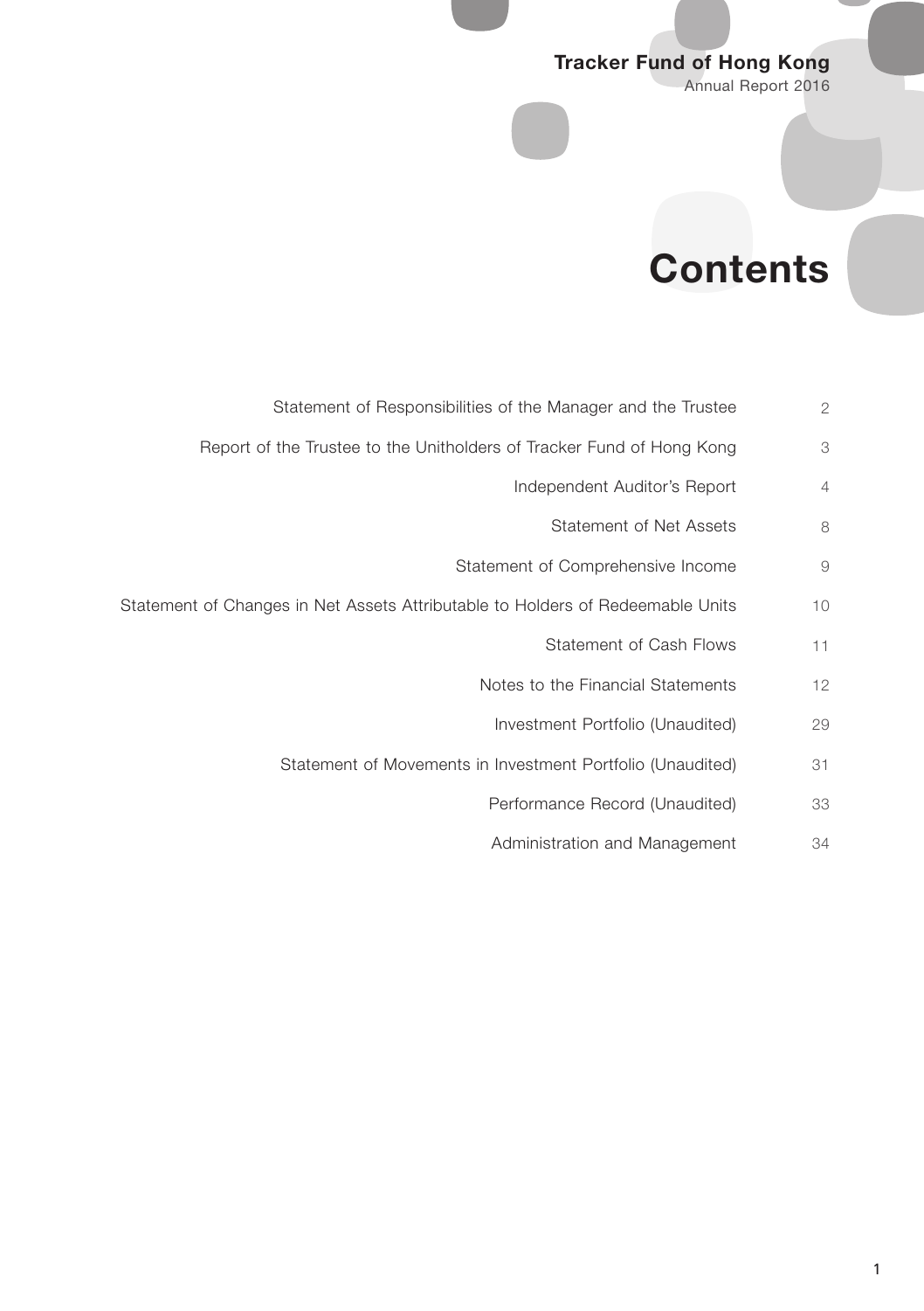# Contents

| | |
|---|---|
| Statement of Responsibilities of the Manager and the Trustee | 2 |
| Report of the Trustee to the Unitholders of Tracker Fund of Hong Kong | 3 |
| Independent Auditor's Report | 4 |
| Statement of Net Assets | 8 |
| Statement of Comprehensive Income | 9 |
| Statement of Changes in Net Assets Attributable to Holders of Redeemable Units | 10 |
| Statement of Cash Flows | 11 |
| Notes to the Financial Statements | 12 |
| Investment Portfolio (Unaudited) | 29 |
| Statement of Movements in Investment Portfolio (Unaudited) | 31 |
| Performance Record (Unaudited) | 33 |
| Administration and Management | 34 |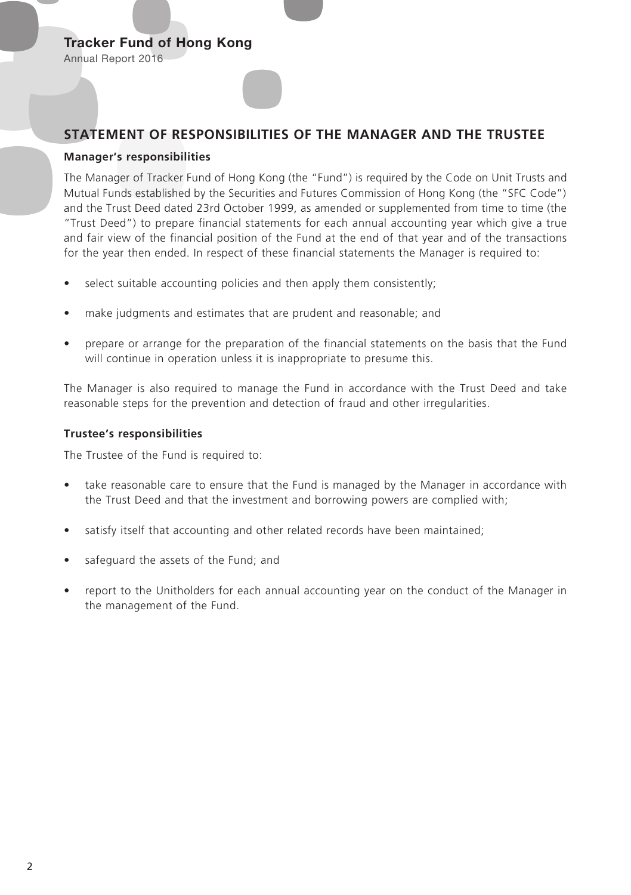## STATEMENT OF RESPONSIBILITIES OF THE MANAGER AND THE TRUSTEE

### Manager's responsibilities

The Manager of Tracker Fund of Hong Kong (the "Fund") is required by the Code on Unit Trusts and Mutual Funds established by the Securities and Futures Commission of Hong Kong (the "SFC Code") and the Trust Deed dated 23rd October 1999, as amended or supplemented from time to time (the "Trust Deed") to prepare financial statements for each annual accounting year which give a true and fair view of the financial position of the Fund at the end of that year and of the transactions for the year then ended. In respect of these financial statements the Manager is required to:

- select suitable accounting policies and then apply them consistently;
- make judgments and estimates that are prudent and reasonable; and
- prepare or arrange for the preparation of the financial statements on the basis that the Fund will continue in operation unless it is inappropriate to presume this.

The Manager is also required to manage the Fund in accordance with the Trust Deed and take reasonable steps for the prevention and detection of fraud and other irregularities.

### Trustee's responsibilities

The Trustee of the Fund is required to:

- take reasonable care to ensure that the Fund is managed by the Manager in accordance with the Trust Deed and that the investment and borrowing powers are complied with;
- satisfy itself that accounting and other related records have been maintained;
- safeguard the assets of the Fund; and
- report to the Unitholders for each annual accounting year on the conduct of the Manager in the management of the Fund.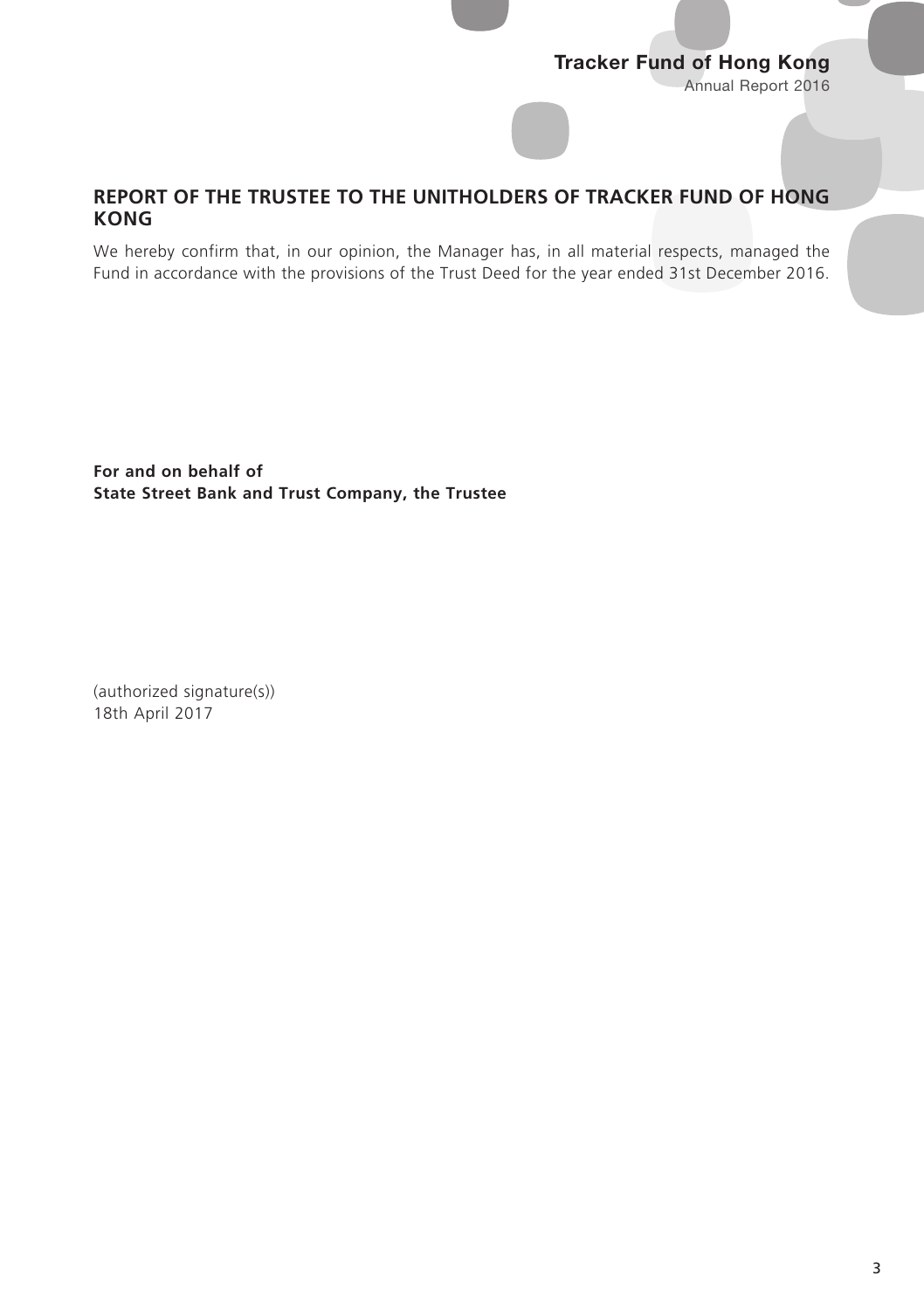## REPORT OF THE TRUSTEE TO THE UNITHOLDERS OF TRACKER FUND OF HONG KONG

We hereby confirm that, in our opinion, the Manager has, in all material respects, managed the Fund in accordance with the provisions of the Trust Deed for the year ended 31st December 2016.

**For and on behalf of**
**State Street Bank and Trust Company, the Trustee**

(authorized signature(s))
18th April 2017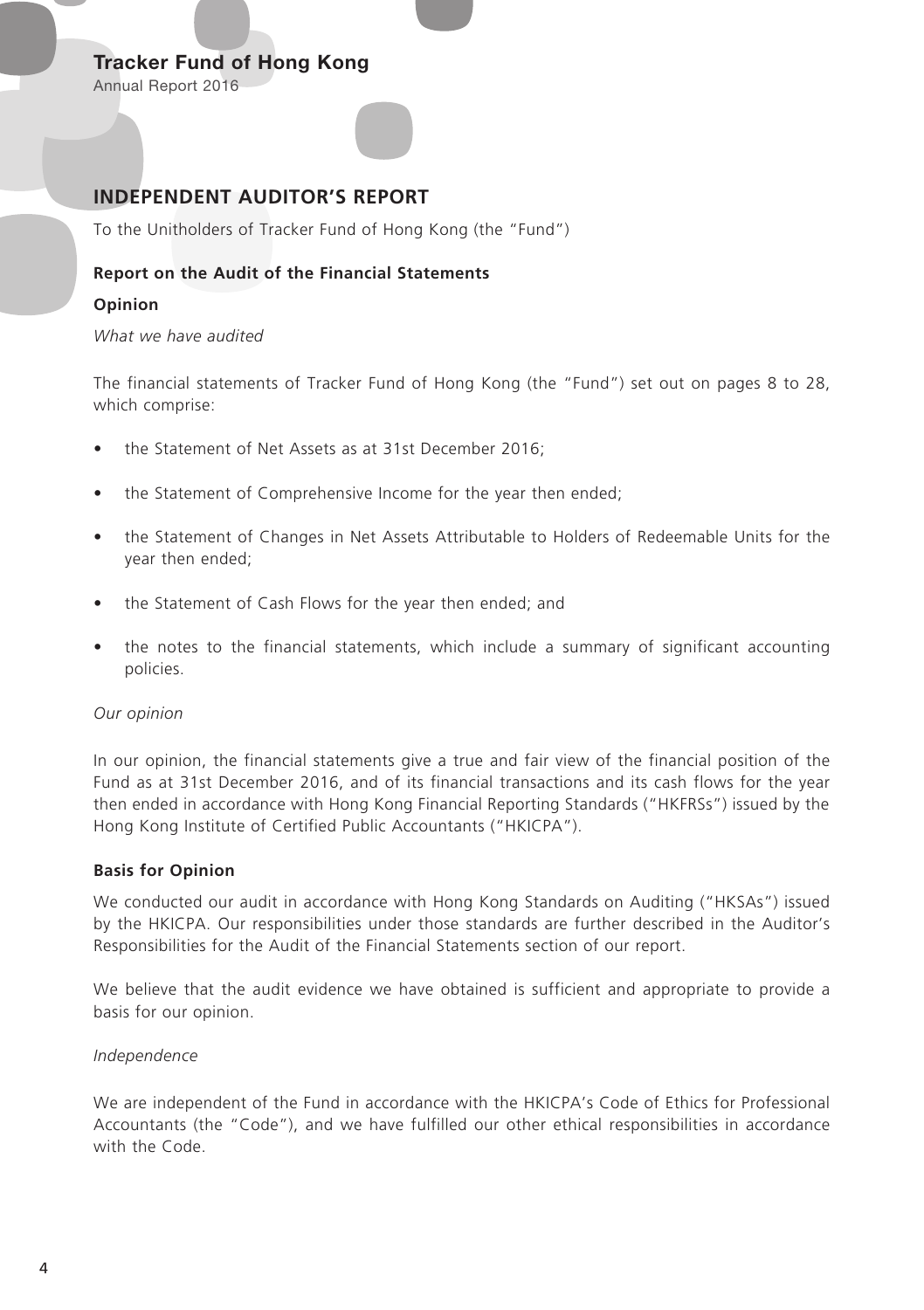# INDEPENDENT AUDITOR'S REPORT

To the Unitholders of Tracker Fund of Hong Kong (the "Fund")

## Report on the Audit of the Financial Statements

### Opinion

*What we have audited*

The financial statements of Tracker Fund of Hong Kong (the "Fund") set out on pages 8 to 28, which comprise:

- the Statement of Net Assets as at 31st December 2016;
- the Statement of Comprehensive Income for the year then ended;
- the Statement of Changes in Net Assets Attributable to Holders of Redeemable Units for the year then ended;
- the Statement of Cash Flows for the year then ended; and
- the notes to the financial statements, which include a summary of significant accounting policies.

*Our opinion*

In our opinion, the financial statements give a true and fair view of the financial position of the Fund as at 31st December 2016, and of its financial transactions and its cash flows for the year then ended in accordance with Hong Kong Financial Reporting Standards ("HKFRSs") issued by the Hong Kong Institute of Certified Public Accountants ("HKICPA").

### Basis for Opinion

We conducted our audit in accordance with Hong Kong Standards on Auditing ("HKSAs") issued by the HKICPA. Our responsibilities under those standards are further described in the Auditor's Responsibilities for the Audit of the Financial Statements section of our report.

We believe that the audit evidence we have obtained is sufficient and appropriate to provide a basis for our opinion.

*Independence*

We are independent of the Fund in accordance with the HKICPA's Code of Ethics for Professional Accountants (the "Code"), and we have fulfilled our other ethical responsibilities in accordance with the Code.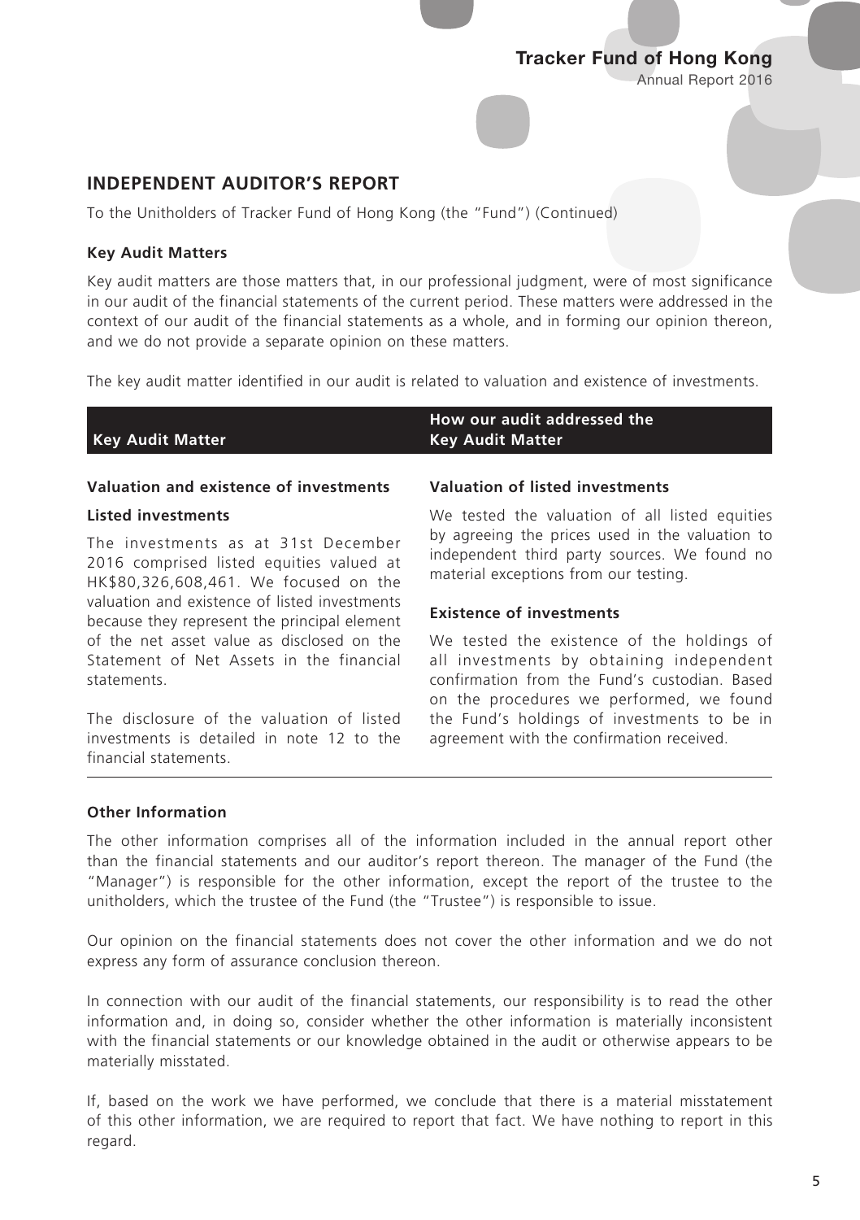## INDEPENDENT AUDITOR'S REPORT

To the Unitholders of Tracker Fund of Hong Kong (the "Fund") (Continued)

### Key Audit Matters

Key audit matters are those matters that, in our professional judgment, were of most significance in our audit of the financial statements of the current period. These matters were addressed in the context of our audit of the financial statements as a whole, and in forming our opinion thereon, and we do not provide a separate opinion on these matters.

The key audit matter identified in our audit is related to valuation and existence of investments.

| Key Audit Matter | How our audit addressed the Key Audit Matter |
|---|---|
| **Valuation and existence of investments**<br><br>**Listed investments**<br><br>The investments as at 31st December 2016 comprised listed equities valued at HK$80,326,608,461. We focused on the valuation and existence of listed investments because they represent the principal element of the net asset value as disclosed on the Statement of Net Assets in the financial statements.<br><br>The disclosure of the valuation of listed investments is detailed in note 12 to the financial statements. | **Valuation of listed investments**<br><br>We tested the valuation of all listed equities by agreeing the prices used in the valuation to independent third party sources. We found no material exceptions from our testing.<br><br>**Existence of investments**<br><br>We tested the existence of the holdings of all investments by obtaining independent confirmation from the Fund's custodian. Based on the procedures we performed, we found the Fund's holdings of investments to be in agreement with the confirmation received. |

### Other Information

The other information comprises all of the information included in the annual report other than the financial statements and our auditor's report thereon. The manager of the Fund (the "Manager") is responsible for the other information, except the report of the trustee to the unitholders, which the trustee of the Fund (the "Trustee") is responsible to issue.

Our opinion on the financial statements does not cover the other information and we do not express any form of assurance conclusion thereon.

In connection with our audit of the financial statements, our responsibility is to read the other information and, in doing so, consider whether the other information is materially inconsistent with the financial statements or our knowledge obtained in the audit or otherwise appears to be materially misstated.

If, based on the work we have performed, we conclude that there is a material misstatement of this other information, we are required to report that fact. We have nothing to report in this regard.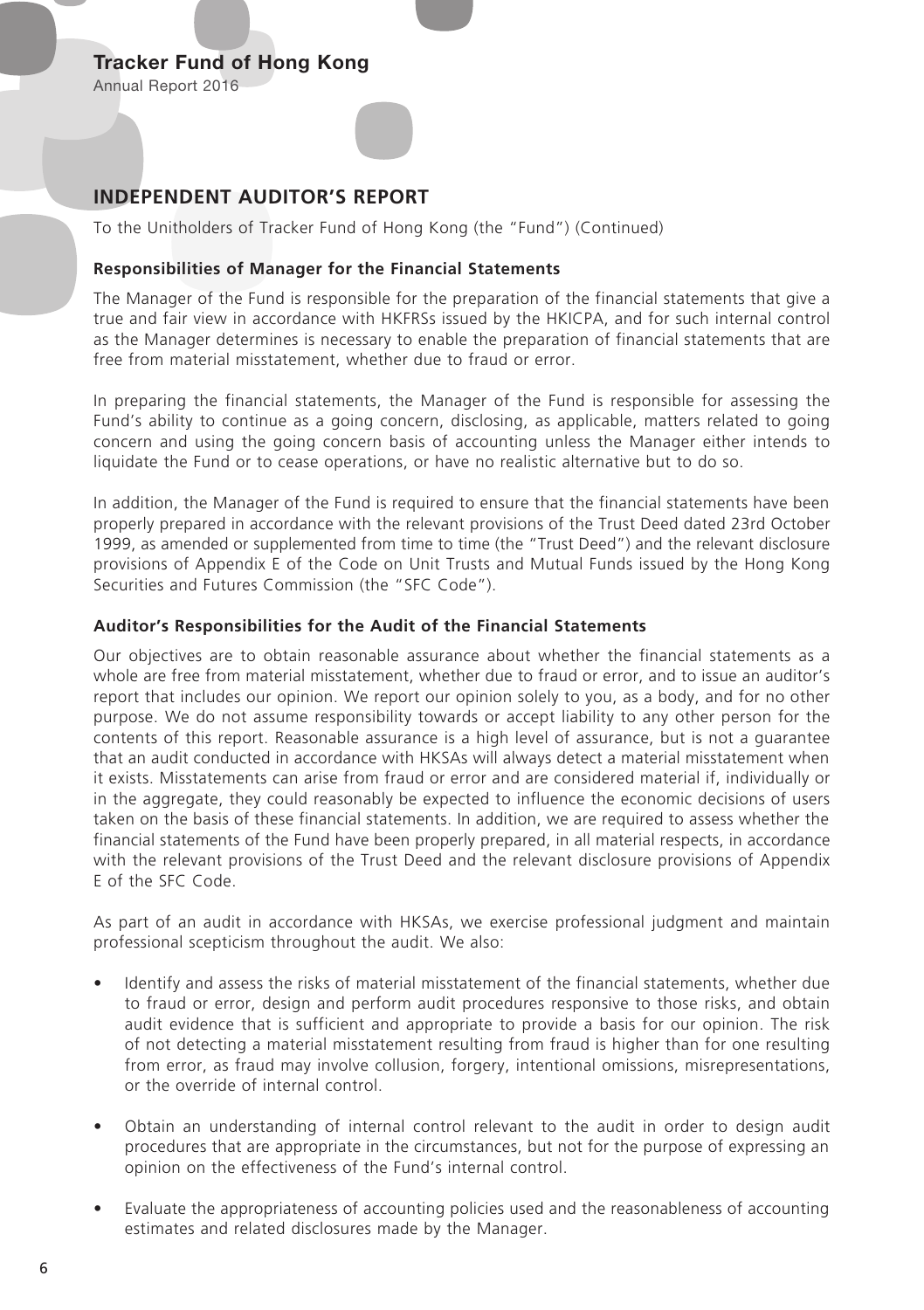## INDEPENDENT AUDITOR'S REPORT

To the Unitholders of Tracker Fund of Hong Kong (the "Fund") (Continued)

### Responsibilities of Manager for the Financial Statements

The Manager of the Fund is responsible for the preparation of the financial statements that give a true and fair view in accordance with HKFRSs issued by the HKICPA, and for such internal control as the Manager determines is necessary to enable the preparation of financial statements that are free from material misstatement, whether due to fraud or error.

In preparing the financial statements, the Manager of the Fund is responsible for assessing the Fund's ability to continue as a going concern, disclosing, as applicable, matters related to going concern and using the going concern basis of accounting unless the Manager either intends to liquidate the Fund or to cease operations, or have no realistic alternative but to do so.

In addition, the Manager of the Fund is required to ensure that the financial statements have been properly prepared in accordance with the relevant provisions of the Trust Deed dated 23rd October 1999, as amended or supplemented from time to time (the "Trust Deed") and the relevant disclosure provisions of Appendix E of the Code on Unit Trusts and Mutual Funds issued by the Hong Kong Securities and Futures Commission (the "SFC Code").

### Auditor's Responsibilities for the Audit of the Financial Statements

Our objectives are to obtain reasonable assurance about whether the financial statements as a whole are free from material misstatement, whether due to fraud or error, and to issue an auditor's report that includes our opinion. We report our opinion solely to you, as a body, and for no other purpose. We do not assume responsibility towards or accept liability to any other person for the contents of this report. Reasonable assurance is a high level of assurance, but is not a guarantee that an audit conducted in accordance with HKSAs will always detect a material misstatement when it exists. Misstatements can arise from fraud or error and are considered material if, individually or in the aggregate, they could reasonably be expected to influence the economic decisions of users taken on the basis of these financial statements. In addition, we are required to assess whether the financial statements of the Fund have been properly prepared, in all material respects, in accordance with the relevant provisions of the Trust Deed and the relevant disclosure provisions of Appendix E of the SFC Code.

As part of an audit in accordance with HKSAs, we exercise professional judgment and maintain professional scepticism throughout the audit. We also:

- Identify and assess the risks of material misstatement of the financial statements, whether due to fraud or error, design and perform audit procedures responsive to those risks, and obtain audit evidence that is sufficient and appropriate to provide a basis for our opinion. The risk of not detecting a material misstatement resulting from fraud is higher than for one resulting from error, as fraud may involve collusion, forgery, intentional omissions, misrepresentations, or the override of internal control.

- Obtain an understanding of internal control relevant to the audit in order to design audit procedures that are appropriate in the circumstances, but not for the purpose of expressing an opinion on the effectiveness of the Fund's internal control.

- Evaluate the appropriateness of accounting policies used and the reasonableness of accounting estimates and related disclosures made by the Manager.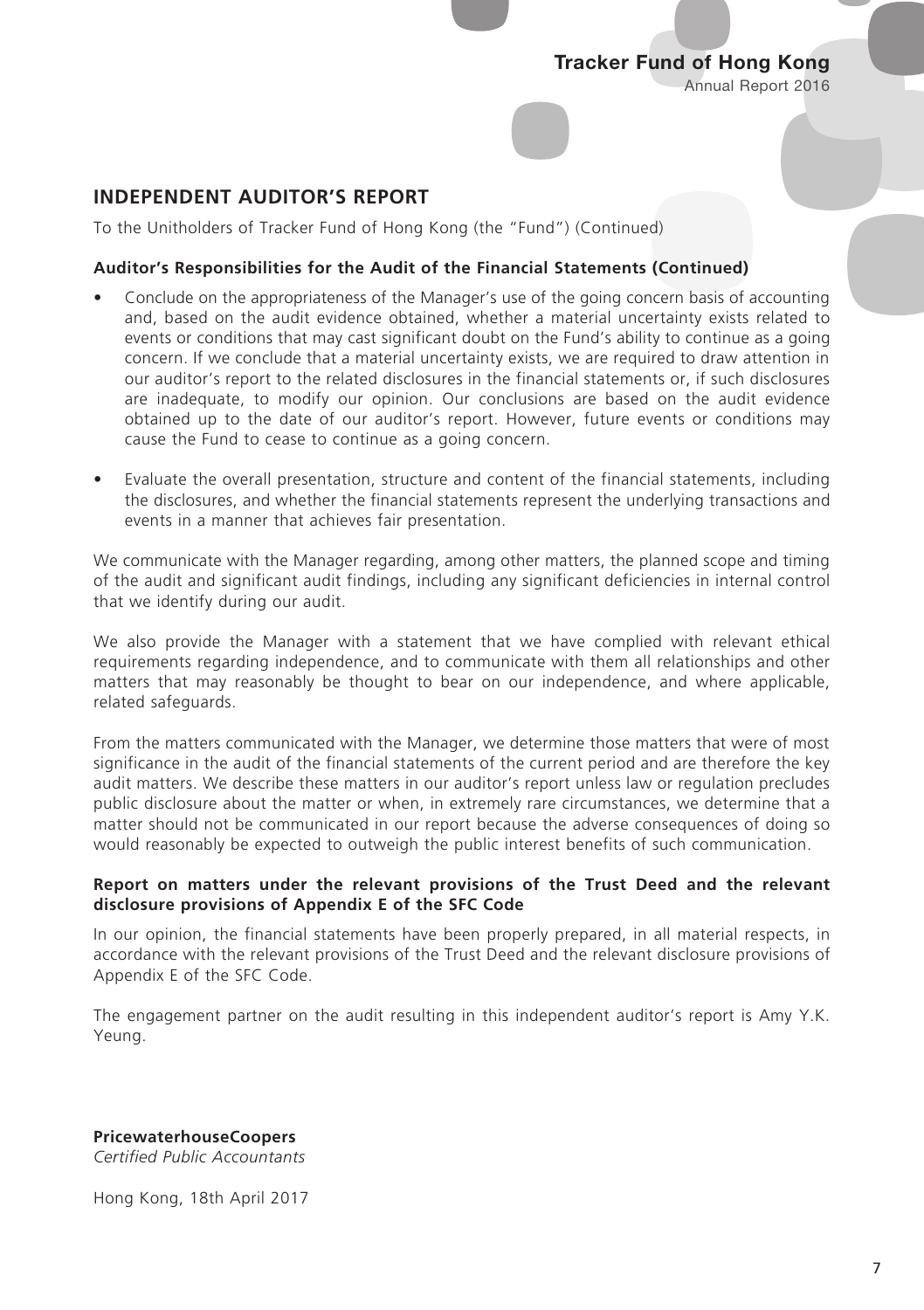## INDEPENDENT AUDITOR'S REPORT

To the Unitholders of Tracker Fund of Hong Kong (the "Fund") (Continued)

**Auditor's Responsibilities for the Audit of the Financial Statements (Continued)**

- Conclude on the appropriateness of the Manager's use of the going concern basis of accounting and, based on the audit evidence obtained, whether a material uncertainty exists related to events or conditions that may cast significant doubt on the Fund's ability to continue as a going concern. If we conclude that a material uncertainty exists, we are required to draw attention in our auditor's report to the related disclosures in the financial statements or, if such disclosures are inadequate, to modify our opinion. Our conclusions are based on the audit evidence obtained up to the date of our auditor's report. However, future events or conditions may cause the Fund to cease to continue as a going concern.

- Evaluate the overall presentation, structure and content of the financial statements, including the disclosures, and whether the financial statements represent the underlying transactions and events in a manner that achieves fair presentation.

We communicate with the Manager regarding, among other matters, the planned scope and timing of the audit and significant audit findings, including any significant deficiencies in internal control that we identify during our audit.

We also provide the Manager with a statement that we have complied with relevant ethical requirements regarding independence, and to communicate with them all relationships and other matters that may reasonably be thought to bear on our independence, and where applicable, related safeguards.

From the matters communicated with the Manager, we determine those matters that were of most significance in the audit of the financial statements of the current period and are therefore the key audit matters. We describe these matters in our auditor's report unless law or regulation precludes public disclosure about the matter or when, in extremely rare circumstances, we determine that a matter should not be communicated in our report because the adverse consequences of doing so would reasonably be expected to outweigh the public interest benefits of such communication.

**Report on matters under the relevant provisions of the Trust Deed and the relevant disclosure provisions of Appendix E of the SFC Code**

In our opinion, the financial statements have been properly prepared, in all material respects, in accordance with the relevant provisions of the Trust Deed and the relevant disclosure provisions of Appendix E of the SFC Code.

The engagement partner on the audit resulting in this independent auditor's report is Amy Y.K. Yeung.

**PricewaterhouseCoopers**
*Certified Public Accountants*

Hong Kong, 18th April 2017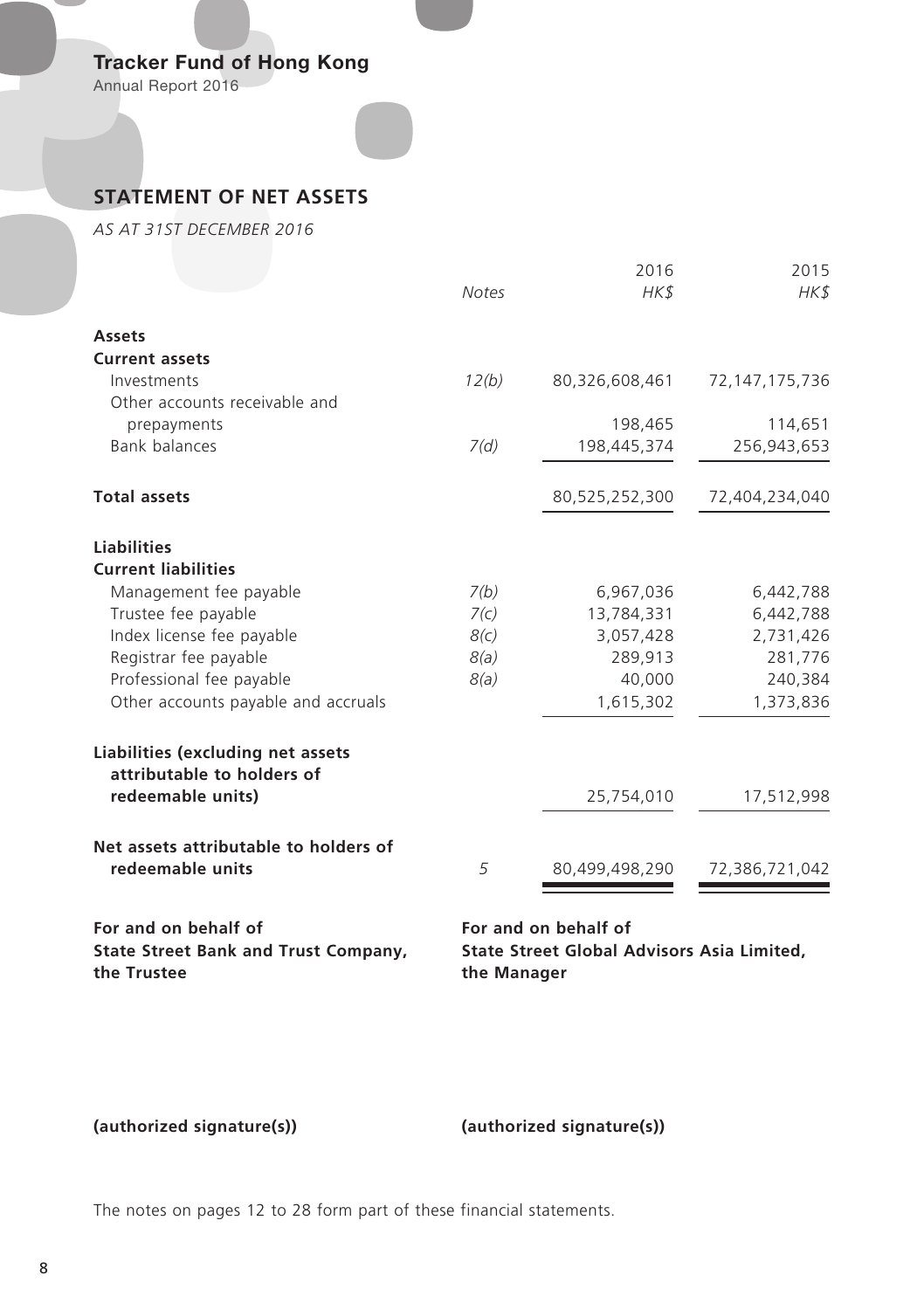## STATEMENT OF NET ASSETS

*AS AT 31ST DECEMBER 2016*

| | *Notes* | 2016 *HK$* | 2015 *HK$* |
|---|---|---|---|
| **Assets** | | | |
| **Current assets** | | | |
| Investments | *12(b)* | 80,326,608,461 | 72,147,175,736 |
| Other accounts receivable and prepayments | | 198,465 | 114,651 |
| Bank balances | *7(d)* | 198,445,374 | 256,943,653 |
| **Total assets** | | 80,525,252,300 | 72,404,234,040 |
| **Liabilities** | | | |
| **Current liabilities** | | | |
| Management fee payable | *7(b)* | 6,967,036 | 6,442,788 |
| Trustee fee payable | *7(c)* | 13,784,331 | 6,442,788 |
| Index license fee payable | *8(c)* | 3,057,428 | 2,731,426 |
| Registrar fee payable | *8(a)* | 289,913 | 281,776 |
| Professional fee payable | *8(a)* | 40,000 | 240,384 |
| Other accounts payable and accruals | | 1,615,302 | 1,373,836 |
| **Liabilities (excluding net assets attributable to holders of redeemable units)** | | 25,754,010 | 17,512,998 |
| **Net assets attributable to holders of redeemable units** | *5* | 80,499,498,290 | 72,386,721,042 |

**For and on behalf of**
**State Street Bank and Trust Company,**
**the Trustee**

**(authorized signature(s))**

**For and on behalf of**
**State Street Global Advisors Asia Limited,**
**the Manager**

**(authorized signature(s))**

The notes on pages 12 to 28 form part of these financial statements.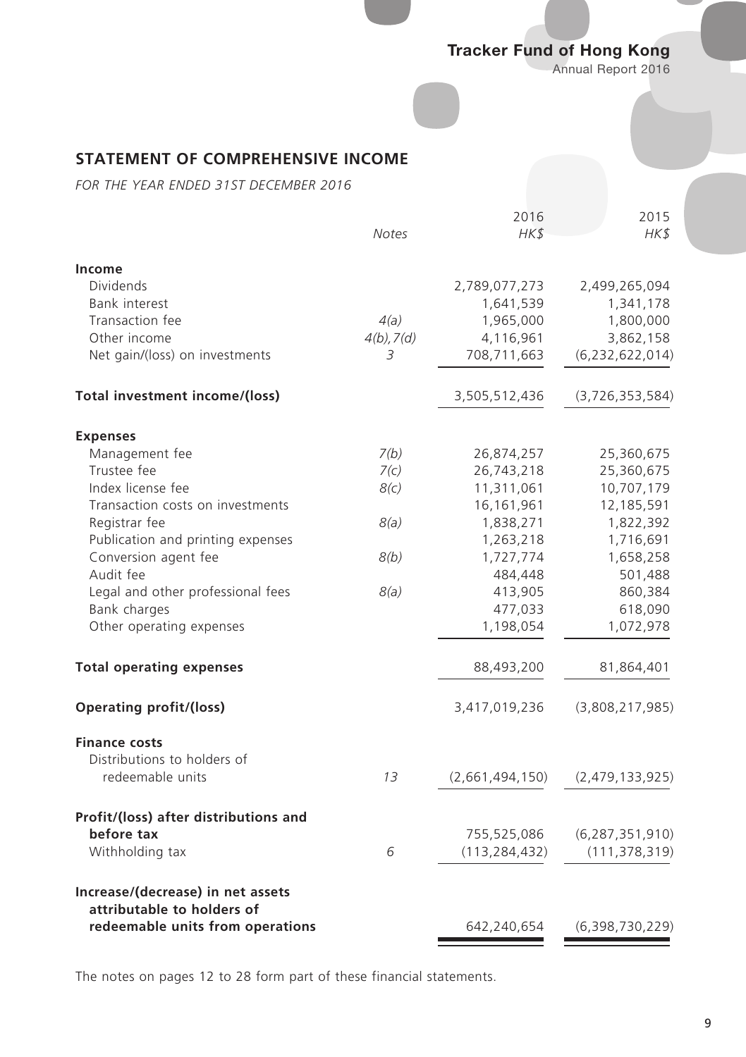## STATEMENT OF COMPREHENSIVE INCOME

*FOR THE YEAR ENDED 31ST DECEMBER 2016*

| | *Notes* | 2016 *HK$* | 2015 *HK$* |
|---|---|---|---|
| **Income** | | | |
| Dividends | | 2,789,077,273 | 2,499,265,094 |
| Bank interest | | 1,641,539 | 1,341,178 |
| Transaction fee | *4(a)* | 1,965,000 | 1,800,000 |
| Other income | *4(b), 7(d)* | 4,116,961 | 3,862,158 |
| Net gain/(loss) on investments | *3* | 708,711,663 | (6,232,622,014) |
| **Total investment income/(loss)** | | 3,505,512,436 | (3,726,353,584) |
| **Expenses** | | | |
| Management fee | *7(b)* | 26,874,257 | 25,360,675 |
| Trustee fee | *7(c)* | 26,743,218 | 25,360,675 |
| Index license fee | *8(c)* | 11,311,061 | 10,707,179 |
| Transaction costs on investments | | 16,161,961 | 12,185,591 |
| Registrar fee | *8(a)* | 1,838,271 | 1,822,392 |
| Publication and printing expenses | | 1,263,218 | 1,716,691 |
| Conversion agent fee | *8(b)* | 1,727,774 | 1,658,258 |
| Audit fee | | 484,448 | 501,488 |
| Legal and other professional fees | *8(a)* | 413,905 | 860,384 |
| Bank charges | | 477,033 | 618,090 |
| Other operating expenses | | 1,198,054 | 1,072,978 |
| **Total operating expenses** | | 88,493,200 | 81,864,401 |
| **Operating profit/(loss)** | | 3,417,019,236 | (3,808,217,985) |
| **Finance costs** | | | |
| Distributions to holders of redeemable units | *13* | (2,661,494,150) | (2,479,133,925) |
| **Profit/(loss) after distributions and before tax** | | 755,525,086 | (6,287,351,910) |
| Withholding tax | *6* | (113,284,432) | (111,378,319) |
| **Increase/(decrease) in net assets attributable to holders of redeemable units from operations** | | 642,240,654 | (6,398,730,229) |

The notes on pages 12 to 28 form part of these financial statements.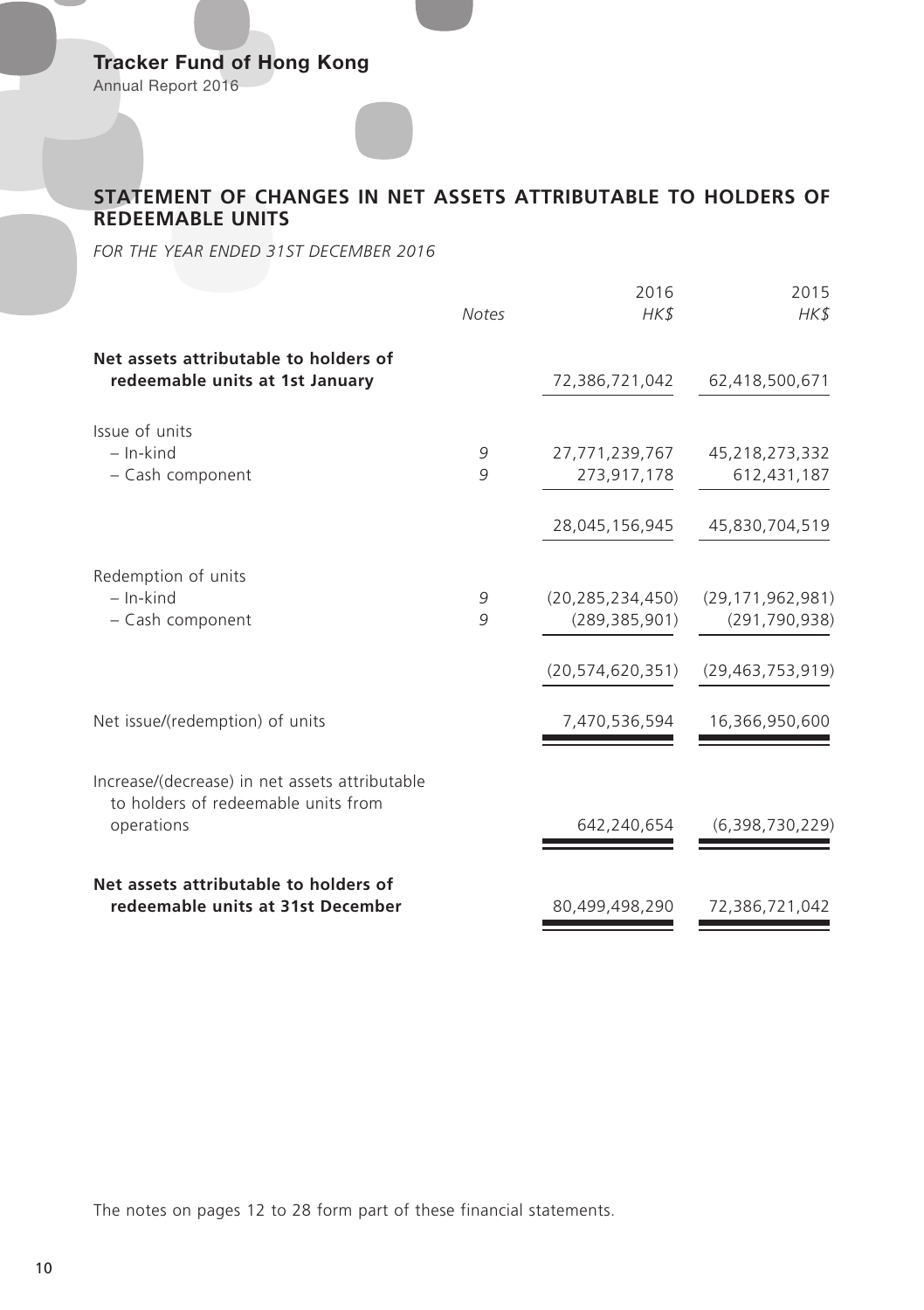## STATEMENT OF CHANGES IN NET ASSETS ATTRIBUTABLE TO HOLDERS OF REDEEMABLE UNITS

*FOR THE YEAR ENDED 31ST DECEMBER 2016*

| | *Notes* | 2016 *HK$* | 2015 *HK$* |
|---|---|---|---|
| **Net assets attributable to holders of redeemable units at 1st January** | | 72,386,721,042 | 62,418,500,671 |
| Issue of units | | | |
| – In-kind | 9 | 27,771,239,767 | 45,218,273,332 |
| – Cash component | 9 | 273,917,178 | 612,431,187 |
| | | 28,045,156,945 | 45,830,704,519 |
| Redemption of units | | | |
| – In-kind | 9 | (20,285,234,450) | (29,171,962,981) |
| – Cash component | 9 | (289,385,901) | (291,790,938) |
| | | (20,574,620,351) | (29,463,753,919) |
| Net issue/(redemption) of units | | 7,470,536,594 | 16,366,950,600 |
| Increase/(decrease) in net assets attributable to holders of redeemable units from operations | | 642,240,654 | (6,398,730,229) |
| **Net assets attributable to holders of redeemable units at 31st December** | | 80,499,498,290 | 72,386,721,042 |

The notes on pages 12 to 28 form part of these financial statements.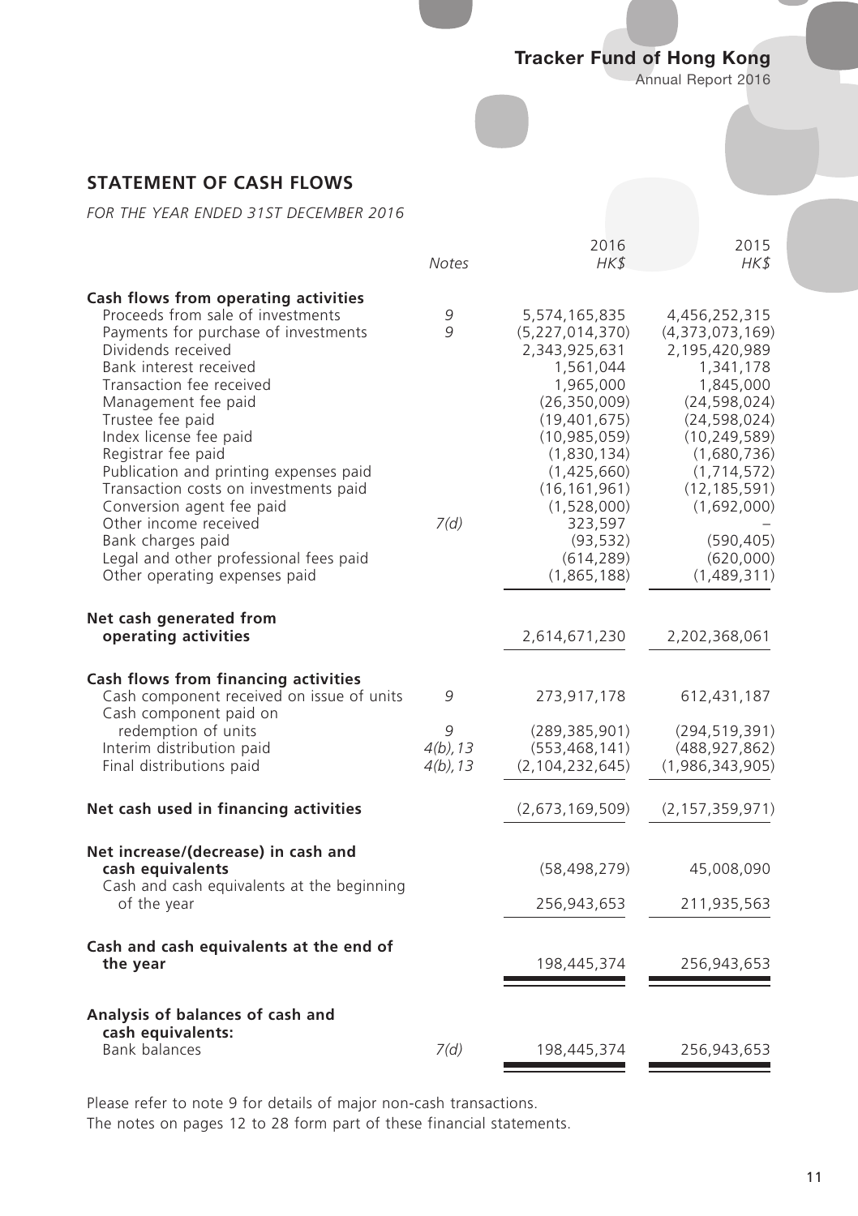## STATEMENT OF CASH FLOWS

*FOR THE YEAR ENDED 31ST DECEMBER 2016*

| | *Notes* | 2016 *HK$* | 2015 *HK$* |
|---|---|---|---|
| **Cash flows from operating activities** | | | |
| Proceeds from sale of investments | 9 | 5,574,165,835 | 4,456,252,315 |
| Payments for purchase of investments | 9 | (5,227,014,370) | (4,373,073,169) |
| Dividends received | | 2,343,925,631 | 2,195,420,989 |
| Bank interest received | | 1,561,044 | 1,341,178 |
| Transaction fee received | | 1,965,000 | 1,845,000 |
| Management fee paid | | (26,350,009) | (24,598,024) |
| Trustee fee paid | | (19,401,675) | (24,598,024) |
| Index license fee paid | | (10,985,059) | (10,249,589) |
| Registrar fee paid | | (1,830,134) | (1,680,736) |
| Publication and printing expenses paid | | (1,425,660) | (1,714,572) |
| Transaction costs on investments paid | | (16,161,961) | (12,185,591) |
| Conversion agent fee paid | | (1,528,000) | (1,692,000) |
| Other income received | 7(d) | 323,597 | – |
| Bank charges paid | | (93,532) | (590,405) |
| Legal and other professional fees paid | | (614,289) | (620,000) |
| Other operating expenses paid | | (1,865,188) | (1,489,311) |
| **Net cash generated from operating activities** | | 2,614,671,230 | 2,202,368,061 |
| **Cash flows from financing activities** | | | |
| Cash component received on issue of units | 9 | 273,917,178 | 612,431,187 |
| Cash component paid on redemption of units | 9 | (289,385,901) | (294,519,391) |
| Interim distribution paid | 4(b),13 | (553,468,141) | (488,927,862) |
| Final distributions paid | 4(b),13 | (2,104,232,645) | (1,986,343,905) |
| **Net cash used in financing activities** | | (2,673,169,509) | (2,157,359,971) |
| **Net increase/(decrease) in cash and cash equivalents** | | (58,498,279) | 45,008,090 |
| Cash and cash equivalents at the beginning of the year | | 256,943,653 | 211,935,563 |
| **Cash and cash equivalents at the end of the year** | | 198,445,374 | 256,943,653 |
| **Analysis of balances of cash and cash equivalents:** | | | |
| Bank balances | 7(d) | 198,445,374 | 256,943,653 |

Please refer to note 9 for details of major non-cash transactions.

The notes on pages 12 to 28 form part of these financial statements.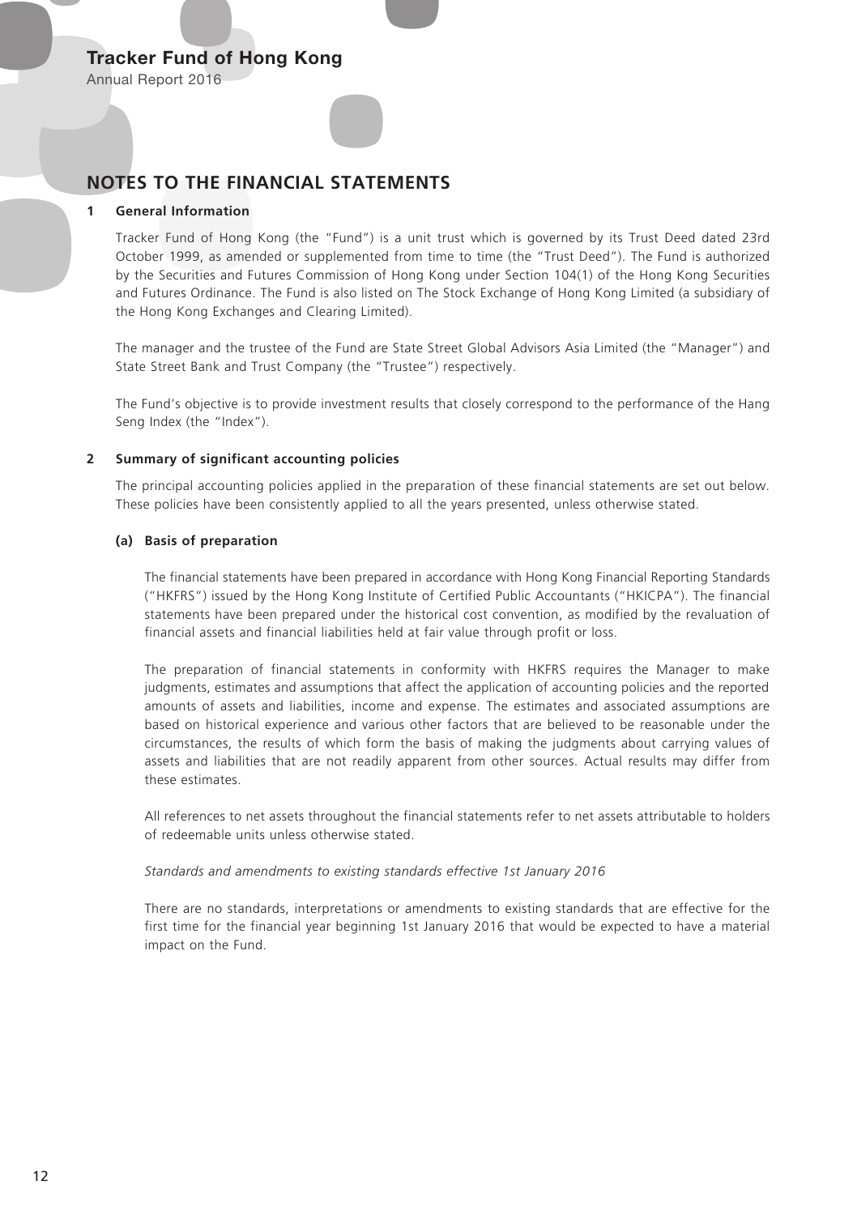# NOTES TO THE FINANCIAL STATEMENTS

## 1 General Information

Tracker Fund of Hong Kong (the "Fund") is a unit trust which is governed by its Trust Deed dated 23rd October 1999, as amended or supplemented from time to time (the "Trust Deed"). The Fund is authorized by the Securities and Futures Commission of Hong Kong under Section 104(1) of the Hong Kong Securities and Futures Ordinance. The Fund is also listed on The Stock Exchange of Hong Kong Limited (a subsidiary of the Hong Kong Exchanges and Clearing Limited).

The manager and the trustee of the Fund are State Street Global Advisors Asia Limited (the "Manager") and State Street Bank and Trust Company (the "Trustee") respectively.

The Fund's objective is to provide investment results that closely correspond to the performance of the Hang Seng Index (the "Index").

## 2 Summary of significant accounting policies

The principal accounting policies applied in the preparation of these financial statements are set out below. These policies have been consistently applied to all the years presented, unless otherwise stated.

### (a) Basis of preparation

The financial statements have been prepared in accordance with Hong Kong Financial Reporting Standards ("HKFRS") issued by the Hong Kong Institute of Certified Public Accountants ("HKICPA"). The financial statements have been prepared under the historical cost convention, as modified by the revaluation of financial assets and financial liabilities held at fair value through profit or loss.

The preparation of financial statements in conformity with HKFRS requires the Manager to make judgments, estimates and assumptions that affect the application of accounting policies and the reported amounts of assets and liabilities, income and expense. The estimates and associated assumptions are based on historical experience and various other factors that are believed to be reasonable under the circumstances, the results of which form the basis of making the judgments about carrying values of assets and liabilities that are not readily apparent from other sources. Actual results may differ from these estimates.

All references to net assets throughout the financial statements refer to net assets attributable to holders of redeemable units unless otherwise stated.

*Standards and amendments to existing standards effective 1st January 2016*

There are no standards, interpretations or amendments to existing standards that are effective for the first time for the financial year beginning 1st January 2016 that would be expected to have a material impact on the Fund.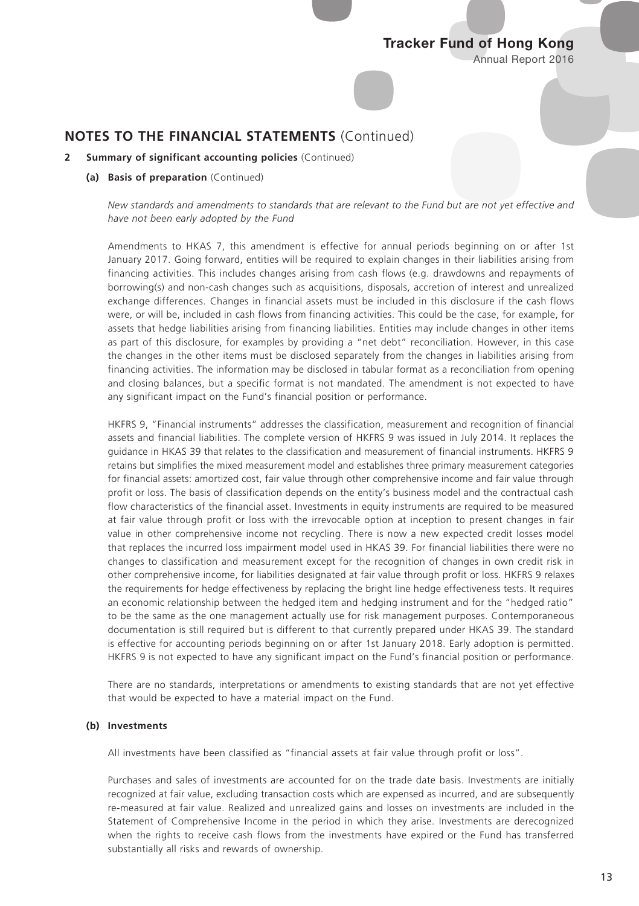## NOTES TO THE FINANCIAL STATEMENTS (Continued)

### 2 Summary of significant accounting policies (Continued)

#### (a) Basis of preparation (Continued)

*New standards and amendments to standards that are relevant to the Fund but are not yet effective and have not been early adopted by the Fund*

Amendments to HKAS 7, this amendment is effective for annual periods beginning on or after 1st January 2017. Going forward, entities will be required to explain changes in their liabilities arising from financing activities. This includes changes arising from cash flows (e.g. drawdowns and repayments of borrowing(s) and non-cash changes such as acquisitions, disposals, accretion of interest and unrealized exchange differences. Changes in financial assets must be included in this disclosure if the cash flows were, or will be, included in cash flows from financing activities. This could be the case, for example, for assets that hedge liabilities arising from financing liabilities. Entities may include changes in other items as part of this disclosure, for examples by providing a "net debt" reconciliation. However, in this case the changes in the other items must be disclosed separately from the changes in liabilities arising from financing activities. The information may be disclosed in tabular format as a reconciliation from opening and closing balances, but a specific format is not mandated. The amendment is not expected to have any significant impact on the Fund's financial position or performance.

HKFRS 9, "Financial instruments" addresses the classification, measurement and recognition of financial assets and financial liabilities. The complete version of HKFRS 9 was issued in July 2014. It replaces the guidance in HKAS 39 that relates to the classification and measurement of financial instruments. HKFRS 9 retains but simplifies the mixed measurement model and establishes three primary measurement categories for financial assets: amortized cost, fair value through other comprehensive income and fair value through profit or loss. The basis of classification depends on the entity's business model and the contractual cash flow characteristics of the financial asset. Investments in equity instruments are required to be measured at fair value through profit or loss with the irrevocable option at inception to present changes in fair value in other comprehensive income not recycling. There is now a new expected credit losses model that replaces the incurred loss impairment model used in HKAS 39. For financial liabilities there were no changes to classification and measurement except for the recognition of changes in own credit risk in other comprehensive income, for liabilities designated at fair value through profit or loss. HKFRS 9 relaxes the requirements for hedge effectiveness by replacing the bright line hedge effectiveness tests. It requires an economic relationship between the hedged item and hedging instrument and for the "hedged ratio" to be the same as the one management actually use for risk management purposes. Contemporaneous documentation is still required but is different to that currently prepared under HKAS 39. The standard is effective for accounting periods beginning on or after 1st January 2018. Early adoption is permitted. HKFRS 9 is not expected to have any significant impact on the Fund's financial position or performance.

There are no standards, interpretations or amendments to existing standards that are not yet effective that would be expected to have a material impact on the Fund.

#### (b) Investments

All investments have been classified as "financial assets at fair value through profit or loss".

Purchases and sales of investments are accounted for on the trade date basis. Investments are initially recognized at fair value, excluding transaction costs which are expensed as incurred, and are subsequently re-measured at fair value. Realized and unrealized gains and losses on investments are included in the Statement of Comprehensive Income in the period in which they arise. Investments are derecognized when the rights to receive cash flows from the investments have expired or the Fund has transferred substantially all risks and rewards of ownership.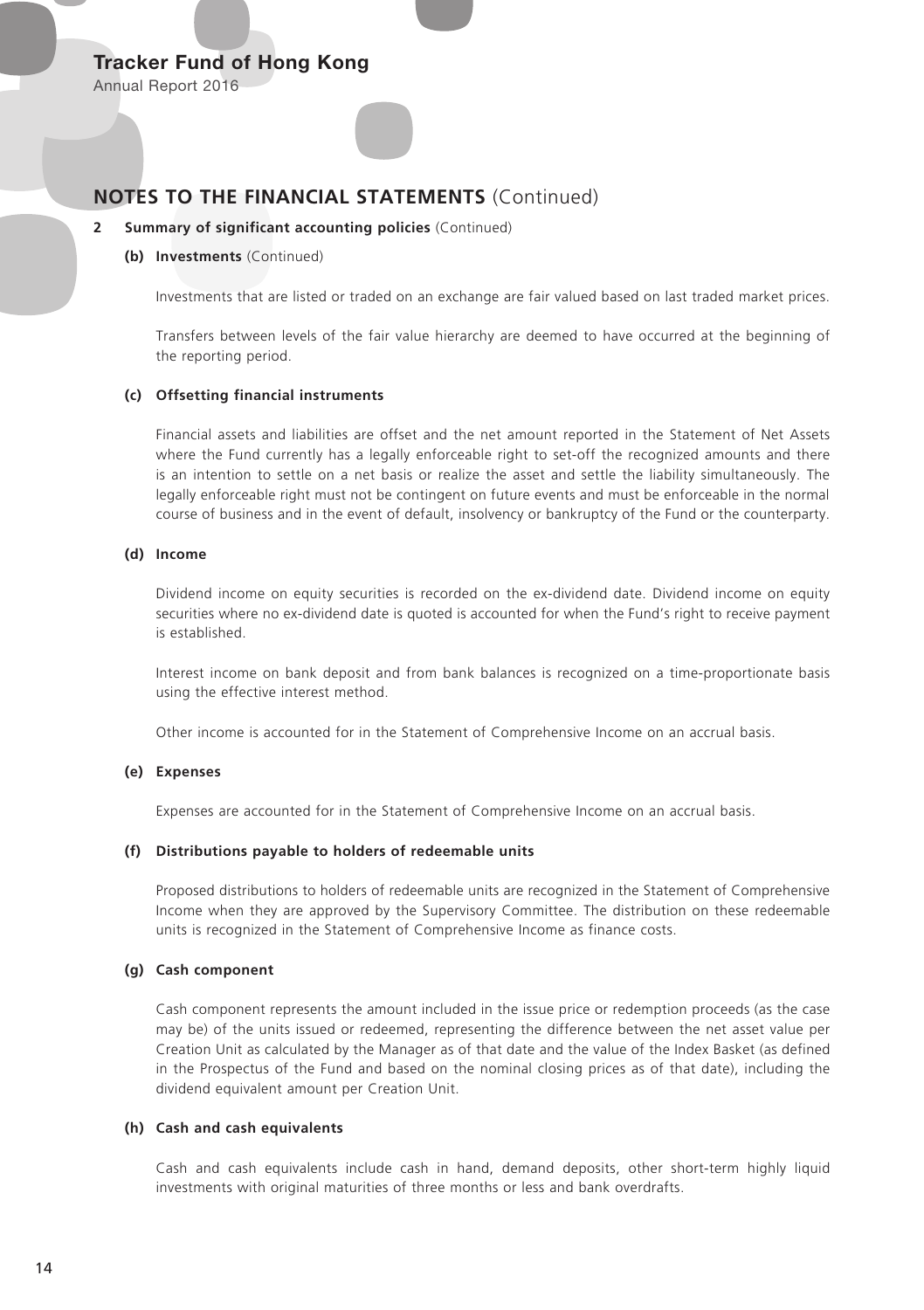## NOTES TO THE FINANCIAL STATEMENTS (Continued)

**2 Summary of significant accounting policies** (Continued)

**(b) Investments** (Continued)

Investments that are listed or traded on an exchange are fair valued based on last traded market prices.

Transfers between levels of the fair value hierarchy are deemed to have occurred at the beginning of the reporting period.

**(c) Offsetting financial instruments**

Financial assets and liabilities are offset and the net amount reported in the Statement of Net Assets where the Fund currently has a legally enforceable right to set-off the recognized amounts and there is an intention to settle on a net basis or realize the asset and settle the liability simultaneously. The legally enforceable right must not be contingent on future events and must be enforceable in the normal course of business and in the event of default, insolvency or bankruptcy of the Fund or the counterparty.

**(d) Income**

Dividend income on equity securities is recorded on the ex-dividend date. Dividend income on equity securities where no ex-dividend date is quoted is accounted for when the Fund's right to receive payment is established.

Interest income on bank deposit and from bank balances is recognized on a time-proportionate basis using the effective interest method.

Other income is accounted for in the Statement of Comprehensive Income on an accrual basis.

**(e) Expenses**

Expenses are accounted for in the Statement of Comprehensive Income on an accrual basis.

**(f) Distributions payable to holders of redeemable units**

Proposed distributions to holders of redeemable units are recognized in the Statement of Comprehensive Income when they are approved by the Supervisory Committee. The distribution on these redeemable units is recognized in the Statement of Comprehensive Income as finance costs.

**(g) Cash component**

Cash component represents the amount included in the issue price or redemption proceeds (as the case may be) of the units issued or redeemed, representing the difference between the net asset value per Creation Unit as calculated by the Manager as of that date and the value of the Index Basket (as defined in the Prospectus of the Fund and based on the nominal closing prices as of that date), including the dividend equivalent amount per Creation Unit.

**(h) Cash and cash equivalents**

Cash and cash equivalents include cash in hand, demand deposits, other short-term highly liquid investments with original maturities of three months or less and bank overdrafts.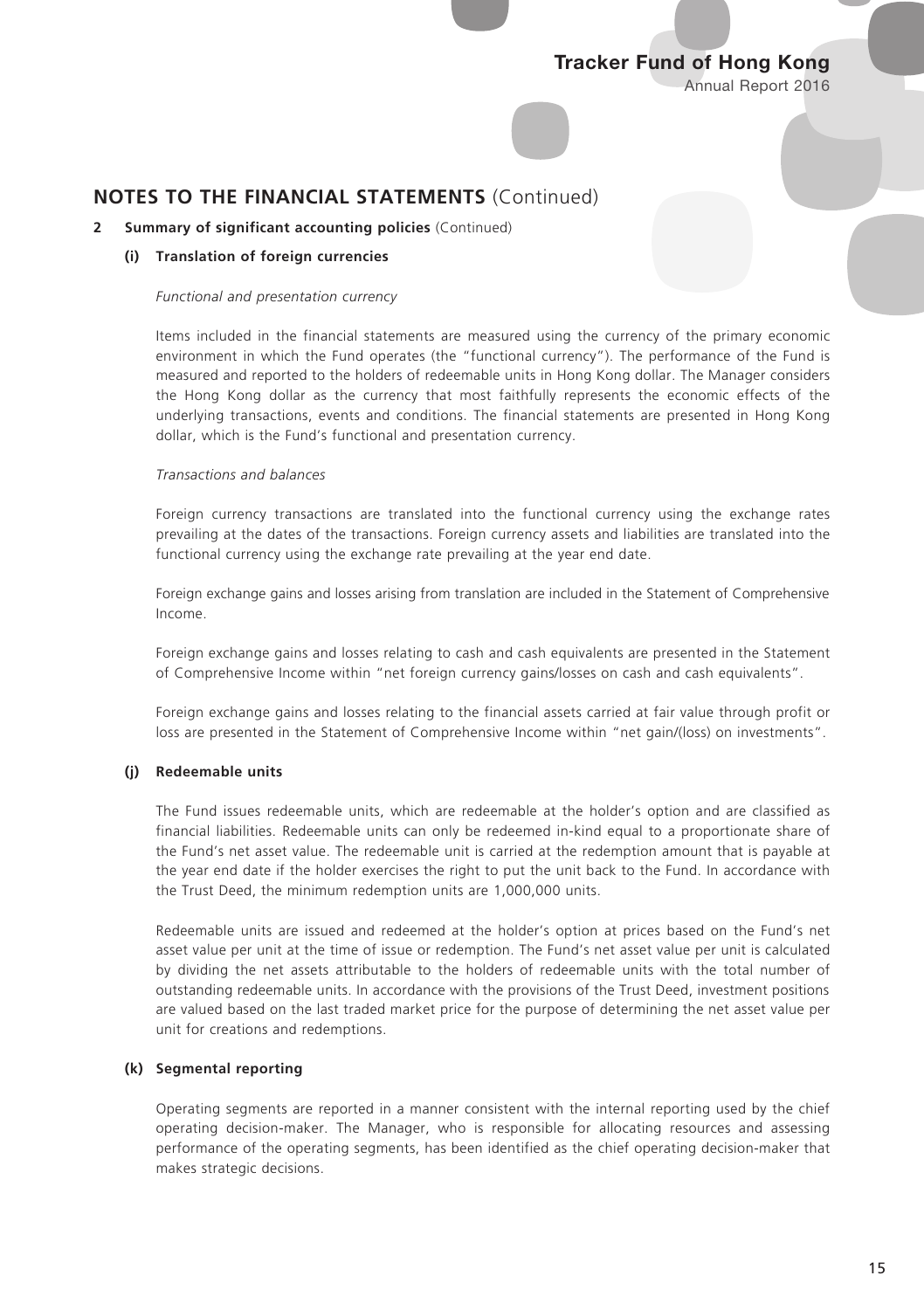## NOTES TO THE FINANCIAL STATEMENTS (Continued)

**2 Summary of significant accounting policies** (Continued)

**(i) Translation of foreign currencies**

*Functional and presentation currency*

Items included in the financial statements are measured using the currency of the primary economic environment in which the Fund operates (the "functional currency"). The performance of the Fund is measured and reported to the holders of redeemable units in Hong Kong dollar. The Manager considers the Hong Kong dollar as the currency that most faithfully represents the economic effects of the underlying transactions, events and conditions. The financial statements are presented in Hong Kong dollar, which is the Fund's functional and presentation currency.

*Transactions and balances*

Foreign currency transactions are translated into the functional currency using the exchange rates prevailing at the dates of the transactions. Foreign currency assets and liabilities are translated into the functional currency using the exchange rate prevailing at the year end date.

Foreign exchange gains and losses arising from translation are included in the Statement of Comprehensive Income.

Foreign exchange gains and losses relating to cash and cash equivalents are presented in the Statement of Comprehensive Income within "net foreign currency gains/losses on cash and cash equivalents".

Foreign exchange gains and losses relating to the financial assets carried at fair value through profit or loss are presented in the Statement of Comprehensive Income within "net gain/(loss) on investments".

**(j) Redeemable units**

The Fund issues redeemable units, which are redeemable at the holder's option and are classified as financial liabilities. Redeemable units can only be redeemed in-kind equal to a proportionate share of the Fund's net asset value. The redeemable unit is carried at the redemption amount that is payable at the year end date if the holder exercises the right to put the unit back to the Fund. In accordance with the Trust Deed, the minimum redemption units are 1,000,000 units.

Redeemable units are issued and redeemed at the holder's option at prices based on the Fund's net asset value per unit at the time of issue or redemption. The Fund's net asset value per unit is calculated by dividing the net assets attributable to the holders of redeemable units with the total number of outstanding redeemable units. In accordance with the provisions of the Trust Deed, investment positions are valued based on the last traded market price for the purpose of determining the net asset value per unit for creations and redemptions.

**(k) Segmental reporting**

Operating segments are reported in a manner consistent with the internal reporting used by the chief operating decision-maker. The Manager, who is responsible for allocating resources and assessing performance of the operating segments, has been identified as the chief operating decision-maker that makes strategic decisions.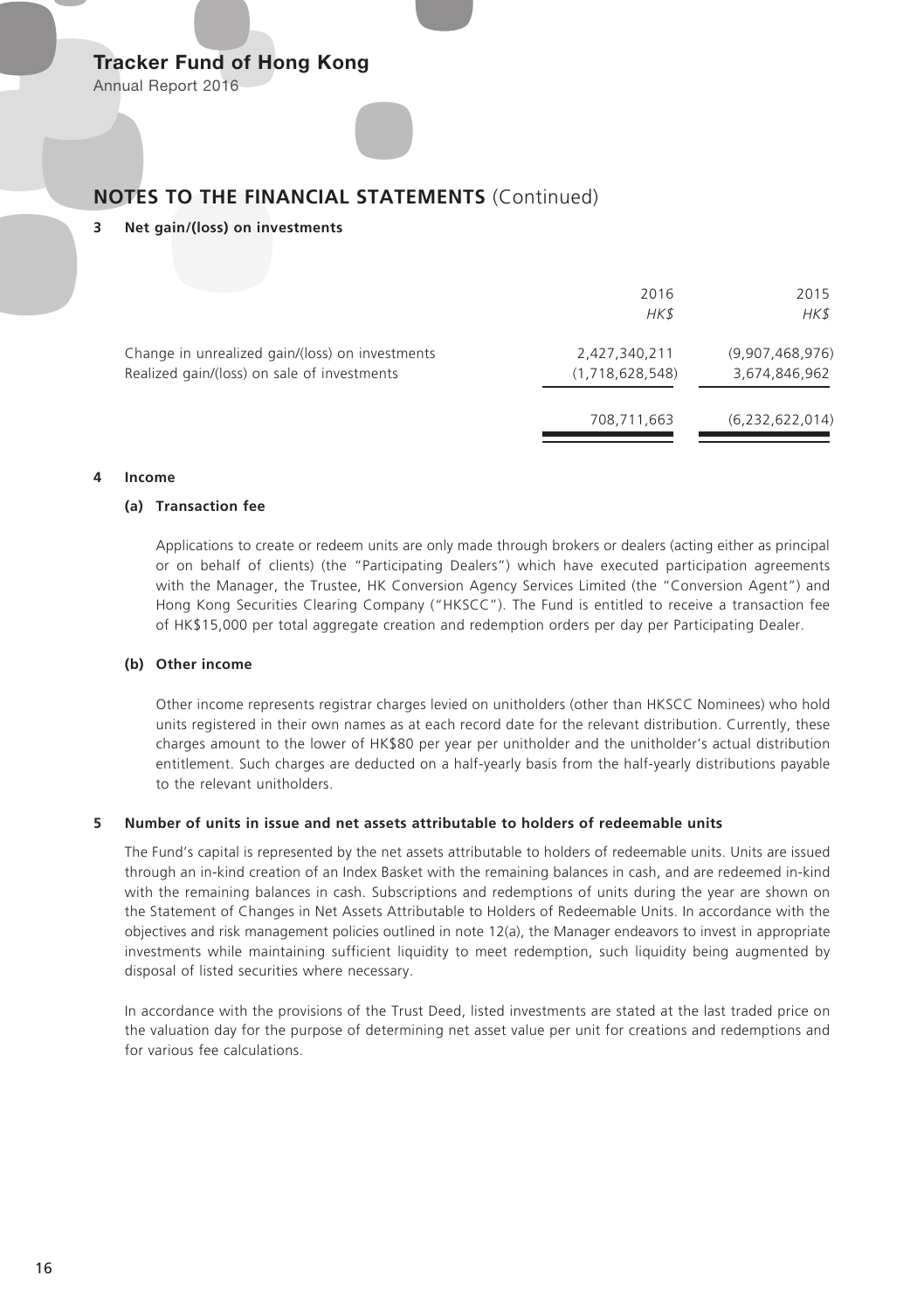## NOTES TO THE FINANCIAL STATEMENTS (Continued)

### 3 Net gain/(loss) on investments

| | 2016<br>*HK$* | 2015<br>*HK$* |
|---|---|---|
| Change in unrealized gain/(loss) on investments | 2,427,340,211 | (9,907,468,976) |
| Realized gain/(loss) on sale of investments | (1,718,628,548) | 3,674,846,962 |
| | 708,711,663 | (6,232,622,014) |

### 4 Income

#### (a) Transaction fee

Applications to create or redeem units are only made through brokers or dealers (acting either as principal or on behalf of clients) (the "Participating Dealers") which have executed participation agreements with the Manager, the Trustee, HK Conversion Agency Services Limited (the "Conversion Agent") and Hong Kong Securities Clearing Company ("HKSCC"). The Fund is entitled to receive a transaction fee of HK$15,000 per total aggregate creation and redemption orders per day per Participating Dealer.

#### (b) Other income

Other income represents registrar charges levied on unitholders (other than HKSCC Nominees) who hold units registered in their own names as at each record date for the relevant distribution. Currently, these charges amount to the lower of HK$80 per year per unitholder and the unitholder's actual distribution entitlement. Such charges are deducted on a half-yearly basis from the half-yearly distributions payable to the relevant unitholders.

### 5 Number of units in issue and net assets attributable to holders of redeemable units

The Fund's capital is represented by the net assets attributable to holders of redeemable units. Units are issued through an in-kind creation of an Index Basket with the remaining balances in cash, and are redeemed in-kind with the remaining balances in cash. Subscriptions and redemptions of units during the year are shown on the Statement of Changes in Net Assets Attributable to Holders of Redeemable Units. In accordance with the objectives and risk management policies outlined in note 12(a), the Manager endeavors to invest in appropriate investments while maintaining sufficient liquidity to meet redemption, such liquidity being augmented by disposal of listed securities where necessary.

In accordance with the provisions of the Trust Deed, listed investments are stated at the last traded price on the valuation day for the purpose of determining net asset value per unit for creations and redemptions and for various fee calculations.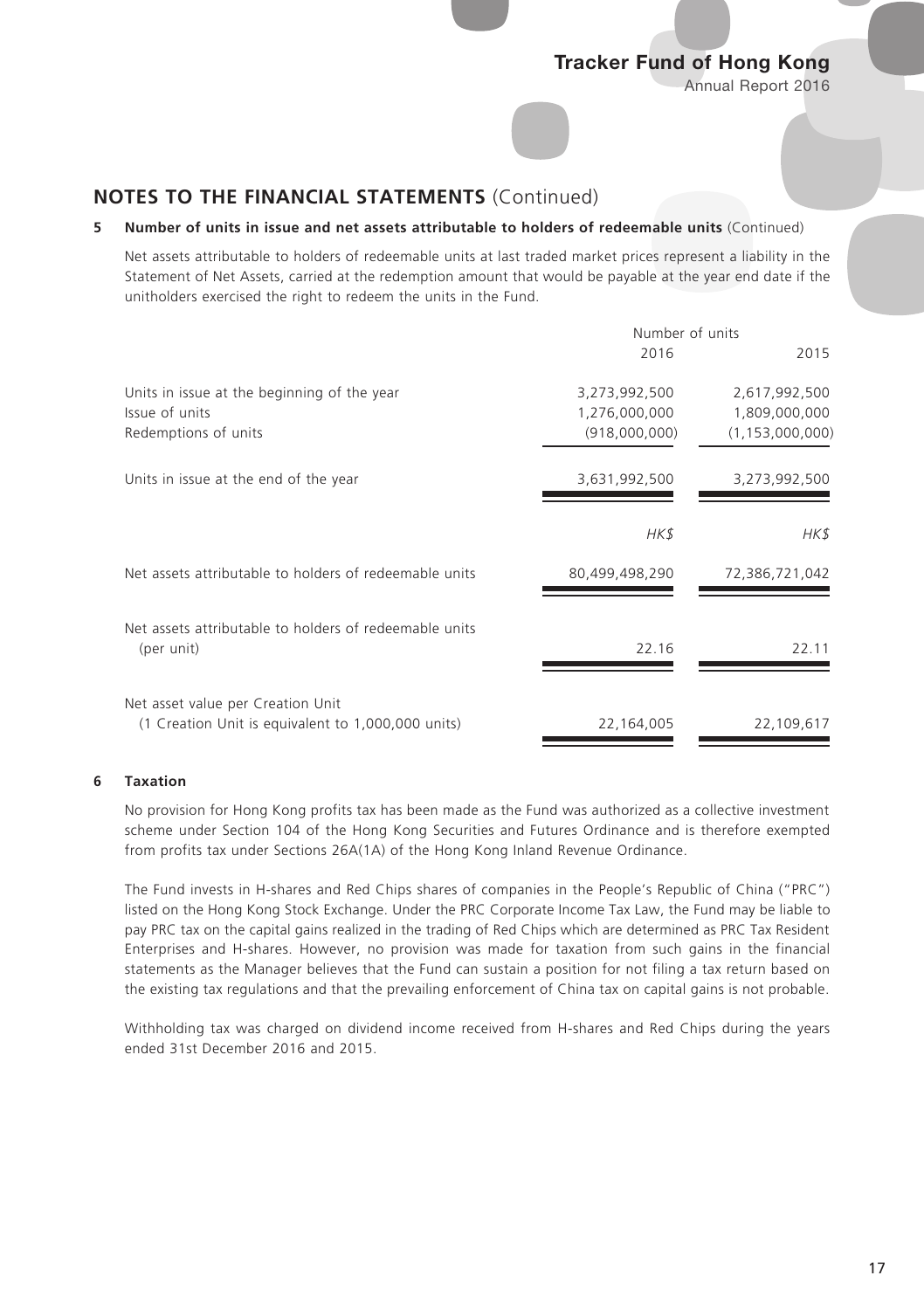## NOTES TO THE FINANCIAL STATEMENTS (Continued)

**5 Number of units in issue and net assets attributable to holders of redeemable units** (Continued)

Net assets attributable to holders of redeemable units at last traded market prices represent a liability in the Statement of Net Assets, carried at the redemption amount that would be payable at the year end date if the unitholders exercised the right to redeem the units in the Fund.

| | Number of units | |
|---|---|---|
| | 2016 | 2015 |
| Units in issue at the beginning of the year | 3,273,992,500 | 2,617,992,500 |
| Issue of units | 1,276,000,000 | 1,809,000,000 |
| Redemptions of units | (918,000,000) | (1,153,000,000) |
| Units in issue at the end of the year | 3,631,992,500 | 3,273,992,500 |
| | *HK$* | *HK$* |
| Net assets attributable to holders of redeemable units | 80,499,498,290 | 72,386,721,042 |
| Net assets attributable to holders of redeemable units (per unit) | 22.16 | 22.11 |
| Net asset value per Creation Unit (1 Creation Unit is equivalent to 1,000,000 units) | 22,164,005 | 22,109,617 |

**6 Taxation**

No provision for Hong Kong profits tax has been made as the Fund was authorized as a collective investment scheme under Section 104 of the Hong Kong Securities and Futures Ordinance and is therefore exempted from profits tax under Sections 26A(1A) of the Hong Kong Inland Revenue Ordinance.

The Fund invests in H-shares and Red Chips shares of companies in the People's Republic of China ("PRC") listed on the Hong Kong Stock Exchange. Under the PRC Corporate Income Tax Law, the Fund may be liable to pay PRC tax on the capital gains realized in the trading of Red Chips which are determined as PRC Tax Resident Enterprises and H-shares. However, no provision was made for taxation from such gains in the financial statements as the Manager believes that the Fund can sustain a position for not filing a tax return based on the existing tax regulations and that the prevailing enforcement of China tax on capital gains is not probable.

Withholding tax was charged on dividend income received from H-shares and Red Chips during the years ended 31st December 2016 and 2015.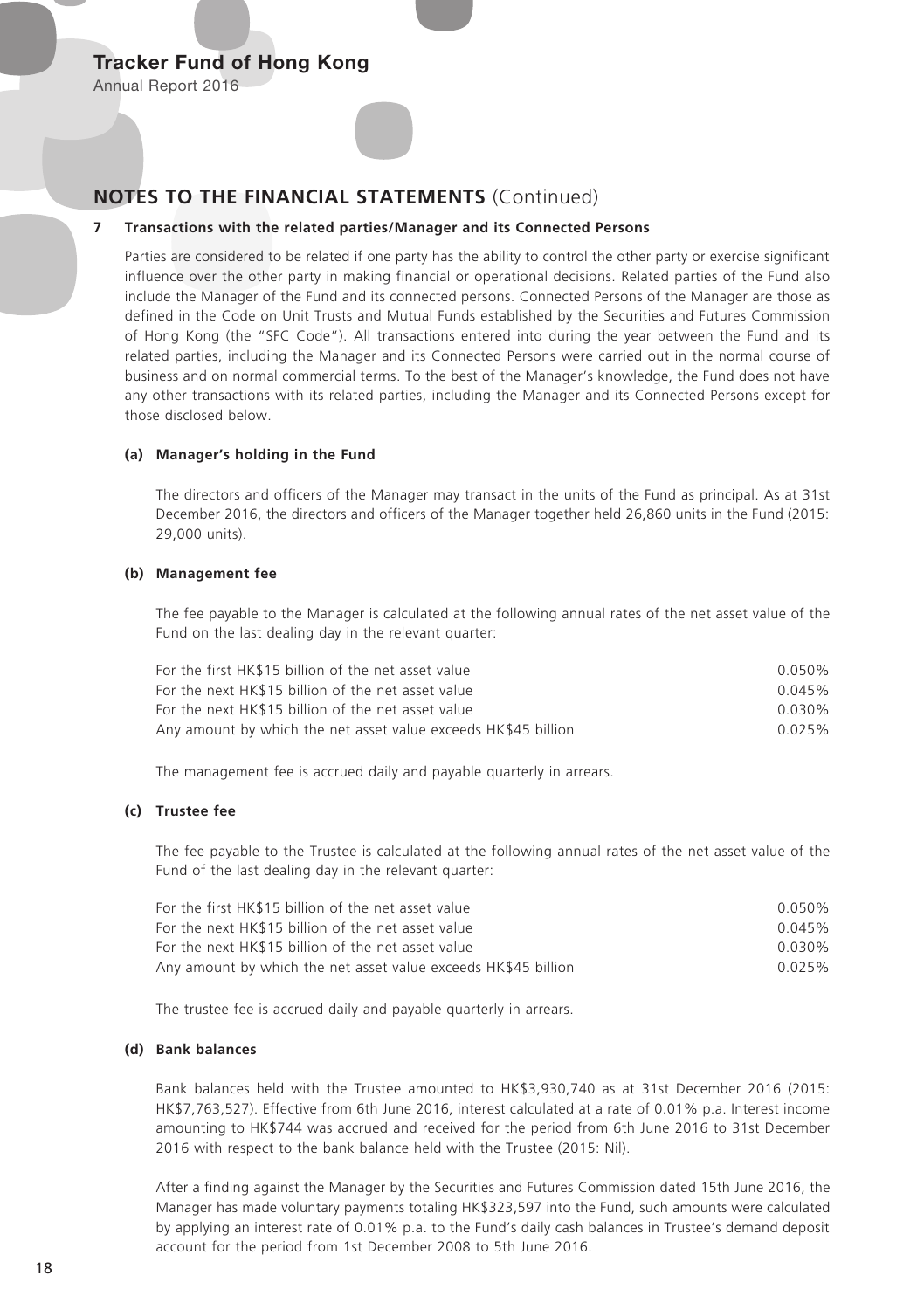## NOTES TO THE FINANCIAL STATEMENTS (Continued)

### 7 Transactions with the related parties/Manager and its Connected Persons

Parties are considered to be related if one party has the ability to control the other party or exercise significant influence over the other party in making financial or operational decisions. Related parties of the Fund also include the Manager of the Fund and its connected persons. Connected Persons of the Manager are those as defined in the Code on Unit Trusts and Mutual Funds established by the Securities and Futures Commission of Hong Kong (the "SFC Code"). All transactions entered into during the year between the Fund and its related parties, including the Manager and its Connected Persons were carried out in the normal course of business and on normal commercial terms. To the best of the Manager's knowledge, the Fund does not have any other transactions with its related parties, including the Manager and its Connected Persons except for those disclosed below.

#### (a) Manager's holding in the Fund

The directors and officers of the Manager may transact in the units of the Fund as principal. As at 31st December 2016, the directors and officers of the Manager together held 26,860 units in the Fund (2015: 29,000 units).

#### (b) Management fee

The fee payable to the Manager is calculated at the following annual rates of the net asset value of the Fund on the last dealing day in the relevant quarter:

| | |
|---|---|
| For the first HK$15 billion of the net asset value | 0.050% |
| For the next HK$15 billion of the net asset value | 0.045% |
| For the next HK$15 billion of the net asset value | 0.030% |
| Any amount by which the net asset value exceeds HK$45 billion | 0.025% |

The management fee is accrued daily and payable quarterly in arrears.

#### (c) Trustee fee

The fee payable to the Trustee is calculated at the following annual rates of the net asset value of the Fund of the last dealing day in the relevant quarter:

| | |
|---|---|
| For the first HK$15 billion of the net asset value | 0.050% |
| For the next HK$15 billion of the net asset value | 0.045% |
| For the next HK$15 billion of the net asset value | 0.030% |
| Any amount by which the net asset value exceeds HK$45 billion | 0.025% |

The trustee fee is accrued daily and payable quarterly in arrears.

#### (d) Bank balances

Bank balances held with the Trustee amounted to HK$3,930,740 as at 31st December 2016 (2015: HK$7,763,527). Effective from 6th June 2016, interest calculated at a rate of 0.01% p.a. Interest income amounting to HK$744 was accrued and received for the period from 6th June 2016 to 31st December 2016 with respect to the bank balance held with the Trustee (2015: Nil).

After a finding against the Manager by the Securities and Futures Commission dated 15th June 2016, the Manager has made voluntary payments totaling HK$323,597 into the Fund, such amounts were calculated by applying an interest rate of 0.01% p.a. to the Fund's daily cash balances in Trustee's demand deposit account for the period from 1st December 2008 to 5th June 2016.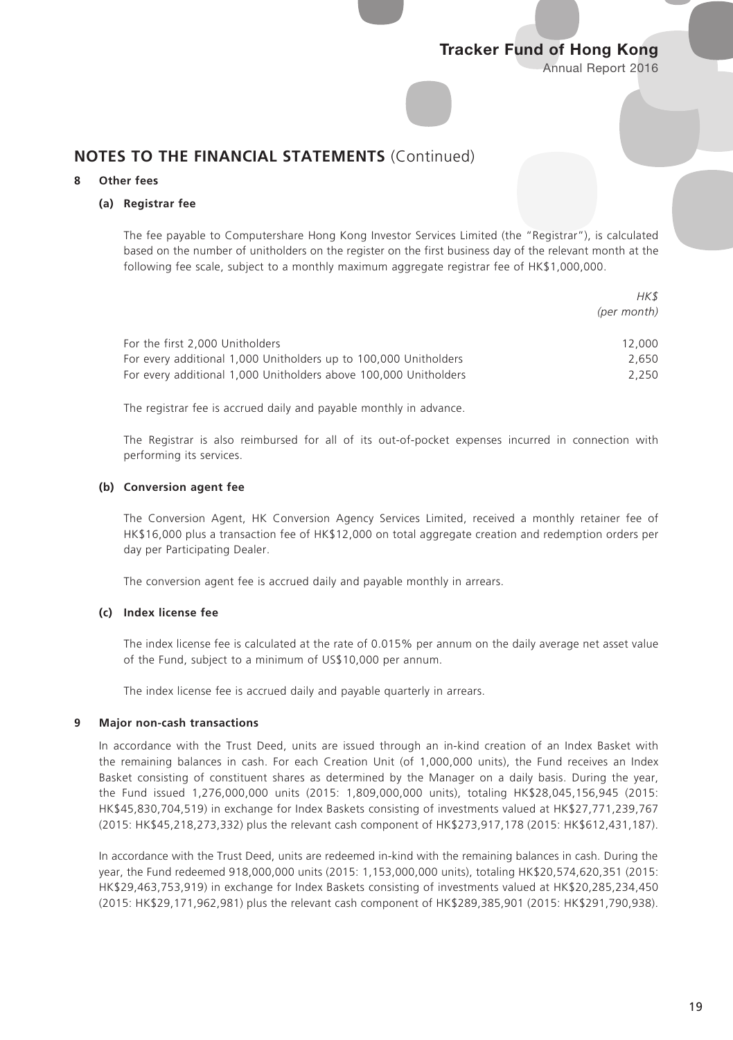## NOTES TO THE FINANCIAL STATEMENTS (Continued)

### 8 Other fees

#### (a) Registrar fee

The fee payable to Computershare Hong Kong Investor Services Limited (the "Registrar"), is calculated based on the number of unitholders on the register on the first business day of the relevant month at the following fee scale, subject to a monthly maximum aggregate registrar fee of HK$1,000,000.

| | *HK$* *(per month)* |
|---|---|
| For the first 2,000 Unitholders | 12,000 |
| For every additional 1,000 Unitholders up to 100,000 Unitholders | 2,650 |
| For every additional 1,000 Unitholders above 100,000 Unitholders | 2,250 |

The registrar fee is accrued daily and payable monthly in advance.

The Registrar is also reimbursed for all of its out-of-pocket expenses incurred in connection with performing its services.

#### (b) Conversion agent fee

The Conversion Agent, HK Conversion Agency Services Limited, received a monthly retainer fee of HK$16,000 plus a transaction fee of HK$12,000 on total aggregate creation and redemption orders per day per Participating Dealer.

The conversion agent fee is accrued daily and payable monthly in arrears.

#### (c) Index license fee

The index license fee is calculated at the rate of 0.015% per annum on the daily average net asset value of the Fund, subject to a minimum of US$10,000 per annum.

The index license fee is accrued daily and payable quarterly in arrears.

### 9 Major non-cash transactions

In accordance with the Trust Deed, units are issued through an in-kind creation of an Index Basket with the remaining balances in cash. For each Creation Unit (of 1,000,000 units), the Fund receives an Index Basket consisting of constituent shares as determined by the Manager on a daily basis. During the year, the Fund issued 1,276,000,000 units (2015: 1,809,000,000 units), totaling HK$28,045,156,945 (2015: HK$45,830,704,519) in exchange for Index Baskets consisting of investments valued at HK$27,771,239,767 (2015: HK$45,218,273,332) plus the relevant cash component of HK$273,917,178 (2015: HK$612,431,187).

In accordance with the Trust Deed, units are redeemed in-kind with the remaining balances in cash. During the year, the Fund redeemed 918,000,000 units (2015: 1,153,000,000 units), totaling HK$20,574,620,351 (2015: HK$29,463,753,919) in exchange for Index Baskets consisting of investments valued at HK$20,285,234,450 (2015: HK$29,171,962,981) plus the relevant cash component of HK$289,385,901 (2015: HK$291,790,938).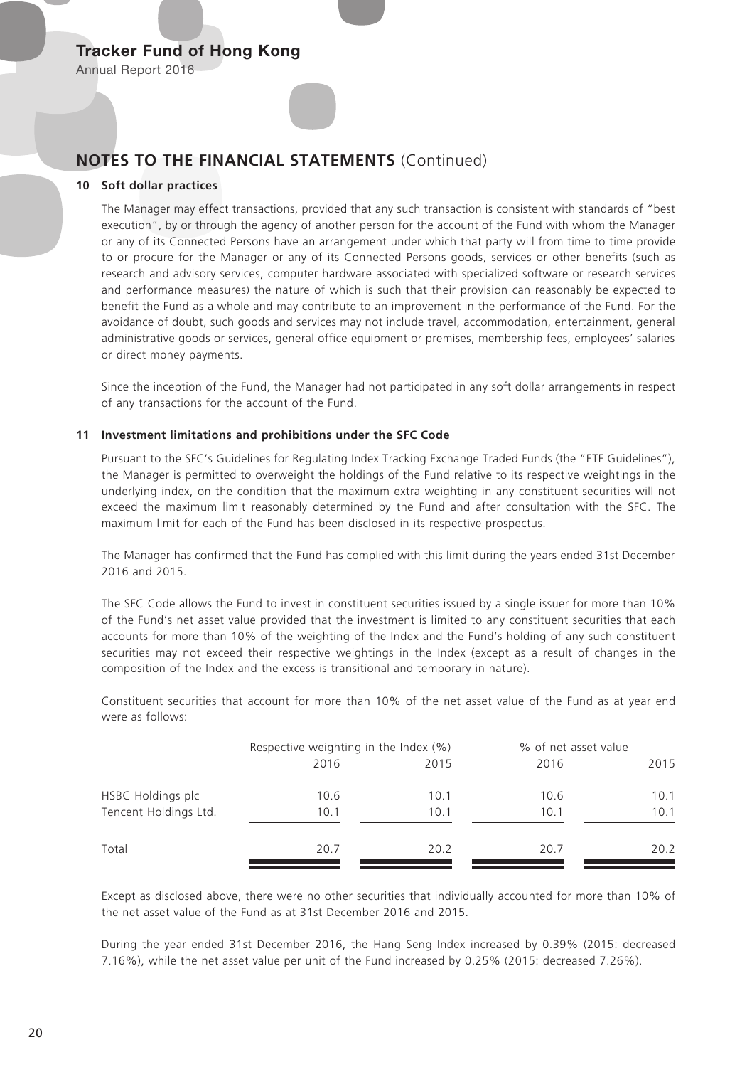## NOTES TO THE FINANCIAL STATEMENTS (Continued)

### 10 Soft dollar practices

The Manager may effect transactions, provided that any such transaction is consistent with standards of "best execution", by or through the agency of another person for the account of the Fund with whom the Manager or any of its Connected Persons have an arrangement under which that party will from time to time provide to or procure for the Manager or any of its Connected Persons goods, services or other benefits (such as research and advisory services, computer hardware associated with specialized software or research services and performance measures) the nature of which is such that their provision can reasonably be expected to benefit the Fund as a whole and may contribute to an improvement in the performance of the Fund. For the avoidance of doubt, such goods and services may not include travel, accommodation, entertainment, general administrative goods or services, general office equipment or premises, membership fees, employees' salaries or direct money payments.

Since the inception of the Fund, the Manager had not participated in any soft dollar arrangements in respect of any transactions for the account of the Fund.

### 11 Investment limitations and prohibitions under the SFC Code

Pursuant to the SFC's Guidelines for Regulating Index Tracking Exchange Traded Funds (the "ETF Guidelines"), the Manager is permitted to overweight the holdings of the Fund relative to its respective weightings in the underlying index, on the condition that the maximum extra weighting in any constituent securities will not exceed the maximum limit reasonably determined by the Fund and after consultation with the SFC. The maximum limit for each of the Fund has been disclosed in its respective prospectus.

The Manager has confirmed that the Fund has complied with this limit during the years ended 31st December 2016 and 2015.

The SFC Code allows the Fund to invest in constituent securities issued by a single issuer for more than 10% of the Fund's net asset value provided that the investment is limited to any constituent securities that each accounts for more than 10% of the weighting of the Index and the Fund's holding of any such constituent securities may not exceed their respective weightings in the Index (except as a result of changes in the composition of the Index and the excess is transitional and temporary in nature).

Constituent securities that account for more than 10% of the net asset value of the Fund as at year end were as follows:

| | Respective weighting in the Index (%) | | % of net asset value | |
|---|---|---|---|---|
| | 2016 | 2015 | 2016 | 2015 |
| HSBC Holdings plc | 10.6 | 10.1 | 10.6 | 10.1 |
| Tencent Holdings Ltd. | 10.1 | 10.1 | 10.1 | 10.1 |
| Total | 20.7 | 20.2 | 20.7 | 20.2 |

Except as disclosed above, there were no other securities that individually accounted for more than 10% of the net asset value of the Fund as at 31st December 2016 and 2015.

During the year ended 31st December 2016, the Hang Seng Index increased by 0.39% (2015: decreased 7.16%), while the net asset value per unit of the Fund increased by 0.25% (2015: decreased 7.26%).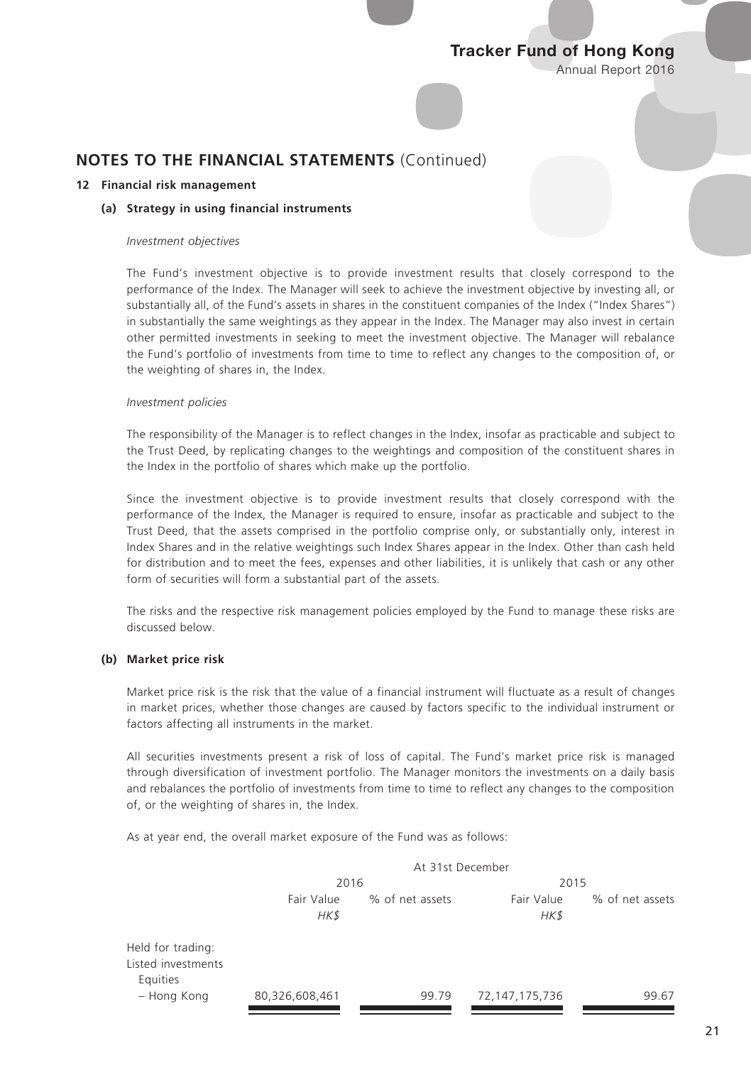## NOTES TO THE FINANCIAL STATEMENTS (Continued)

### 12 Financial risk management

#### (a) Strategy in using financial instruments

*Investment objectives*

The Fund's investment objective is to provide investment results that closely correspond to the performance of the Index. The Manager will seek to achieve the investment objective by investing all, or substantially all, of the Fund's assets in shares in the constituent companies of the Index ("Index Shares") in substantially the same weightings as they appear in the Index. The Manager may also invest in certain other permitted investments in seeking to meet the investment objective. The Manager will rebalance the Fund's portfolio of investments from time to time to reflect any changes to the composition of, or the weighting of shares in, the Index.

*Investment policies*

The responsibility of the Manager is to reflect changes in the Index, insofar as practicable and subject to the Trust Deed, by replicating changes to the weightings and composition of the constituent shares in the Index in the portfolio of shares which make up the portfolio.

Since the investment objective is to provide investment results that closely correspond with the performance of the Index, the Manager is required to ensure, insofar as practicable and subject to the Trust Deed, that the assets comprised in the portfolio comprise only, or substantially only, interest in Index Shares and in the relative weightings such Index Shares appear in the Index. Other than cash held for distribution and to meet the fees, expenses and other liabilities, it is unlikely that cash or any other form of securities will form a substantial part of the assets.

The risks and the respective risk management policies employed by the Fund to manage these risks are discussed below.

#### (b) Market price risk

Market price risk is the risk that the value of a financial instrument will fluctuate as a result of changes in market prices, whether those changes are caused by factors specific to the individual instrument or factors affecting all instruments in the market.

All securities investments present a risk of loss of capital. The Fund's market price risk is managed through diversification of investment portfolio. The Manager monitors the investments on a daily basis and rebalances the portfolio of investments from time to time to reflect any changes to the composition of, or the weighting of shares in, the Index.

As at year end, the overall market exposure of the Fund was as follows:

| | At 31st December | | | |
|---|---|---|---|---|
| | 2016 | | 2015 | |
| | Fair Value *HK$* | % of net assets | Fair Value *HK$* | % of net assets |
| Held for trading: | | | | |
| Listed investments | | | | |
| Equities | | | | |
| – Hong Kong | 80,326,608,461 | 99.79 | 72,147,175,736 | 99.67 |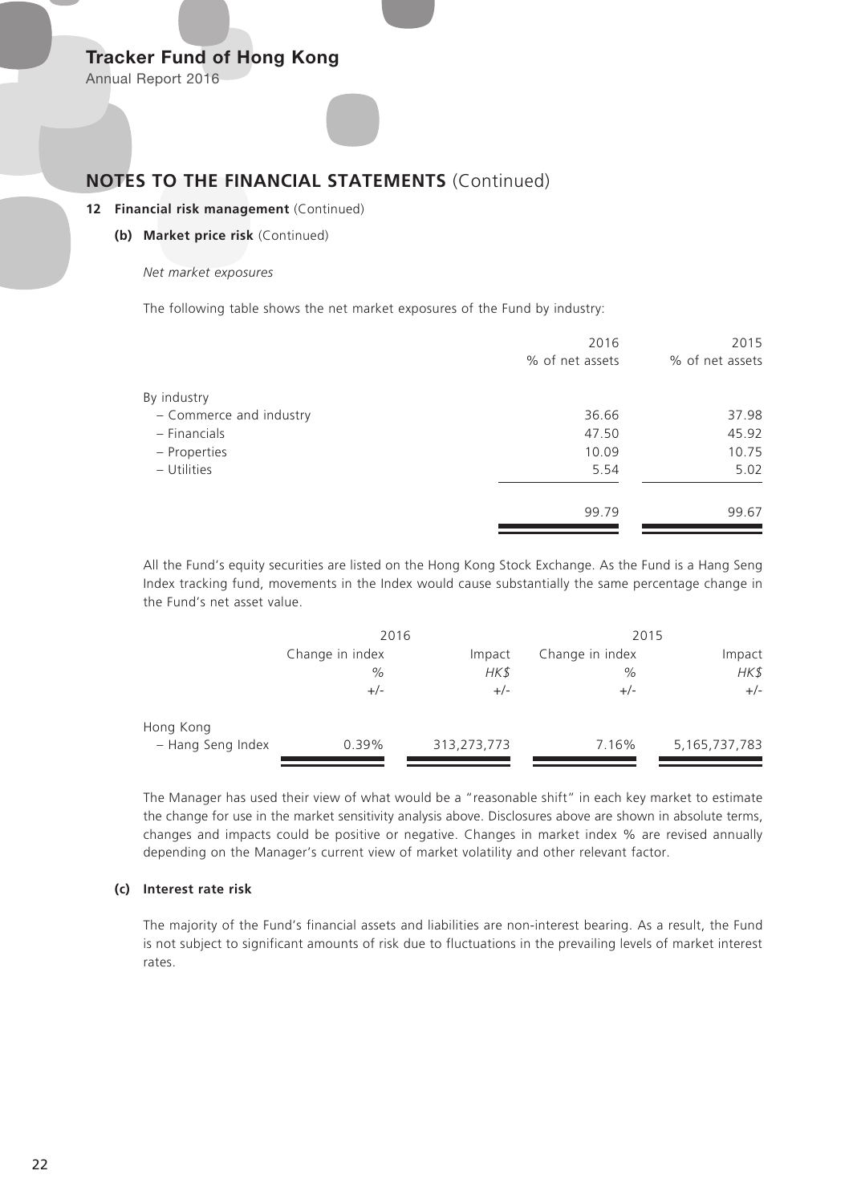## NOTES TO THE FINANCIAL STATEMENTS (Continued)

### 12 Financial risk management (Continued)

#### (b) Market price risk (Continued)

*Net market exposures*

The following table shows the net market exposures of the Fund by industry:

| | 2016<br>% of net assets | 2015<br>% of net assets |
|---|---|---|
| By industry | | |
| – Commerce and industry | 36.66 | 37.98 |
| – Financials | 47.50 | 45.92 |
| – Properties | 10.09 | 10.75 |
| – Utilities | 5.54 | 5.02 |
| | 99.79 | 99.67 |

All the Fund's equity securities are listed on the Hong Kong Stock Exchange. As the Fund is a Hang Seng Index tracking fund, movements in the Index would cause substantially the same percentage change in the Fund's net asset value.

| | 2016 | | 2015 | |
|---|---|---|---|---|
| | Change in index<br>%<br>+/- | Impact<br>*HK$*<br>+/- | Change in index<br>%<br>+/- | Impact<br>*HK$*<br>+/- |
| Hong Kong<br>– Hang Seng Index | 0.39% | 313,273,773 | 7.16% | 5,165,737,783 |

The Manager has used their view of what would be a "reasonable shift" in each key market to estimate the change for use in the market sensitivity analysis above. Disclosures above are shown in absolute terms, changes and impacts could be positive or negative. Changes in market index % are revised annually depending on the Manager's current view of market volatility and other relevant factor.

#### (c) Interest rate risk

The majority of the Fund's financial assets and liabilities are non-interest bearing. As a result, the Fund is not subject to significant amounts of risk due to fluctuations in the prevailing levels of market interest rates.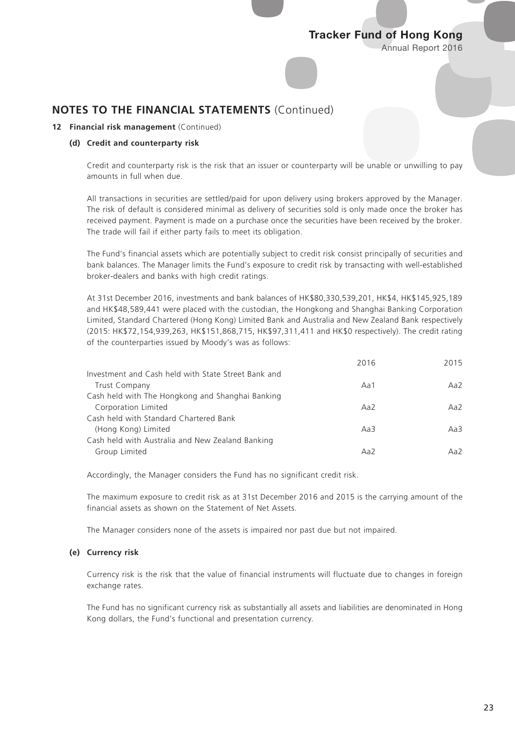## NOTES TO THE FINANCIAL STATEMENTS (Continued)

### 12 Financial risk management (Continued)

#### (d) Credit and counterparty risk

Credit and counterparty risk is the risk that an issuer or counterparty will be unable or unwilling to pay amounts in full when due.

All transactions in securities are settled/paid for upon delivery using brokers approved by the Manager. The risk of default is considered minimal as delivery of securities sold is only made once the broker has received payment. Payment is made on a purchase once the securities have been received by the broker. The trade will fail if either party fails to meet its obligation.

The Fund's financial assets which are potentially subject to credit risk consist principally of securities and bank balances. The Manager limits the Fund's exposure to credit risk by transacting with well-established broker-dealers and banks with high credit ratings.

At 31st December 2016, investments and bank balances of HK$80,330,539,201, HK$4, HK$145,925,189 and HK$48,589,441 were placed with the custodian, the Hongkong and Shanghai Banking Corporation Limited, Standard Chartered (Hong Kong) Limited Bank and Australia and New Zealand Bank respectively (2015: HK$72,154,939,263, HK$151,868,715, HK$97,311,411 and HK$0 respectively). The credit rating of the counterparties issued by Moody's was as follows:

| | 2016 | 2015 |
|---|---|---|
| Investment and Cash held with State Street Bank and Trust Company | Aa1 | Aa2 |
| Cash held with The Hongkong and Shanghai Banking Corporation Limited | Aa2 | Aa2 |
| Cash held with Standard Chartered Bank (Hong Kong) Limited | Aa3 | Aa3 |
| Cash held with Australia and New Zealand Banking Group Limited | Aa2 | Aa2 |

Accordingly, the Manager considers the Fund has no significant credit risk.

The maximum exposure to credit risk as at 31st December 2016 and 2015 is the carrying amount of the financial assets as shown on the Statement of Net Assets.

The Manager considers none of the assets is impaired nor past due but not impaired.

#### (e) Currency risk

Currency risk is the risk that the value of financial instruments will fluctuate due to changes in foreign exchange rates.

The Fund has no significant currency risk as substantially all assets and liabilities are denominated in Hong Kong dollars, the Fund's functional and presentation currency.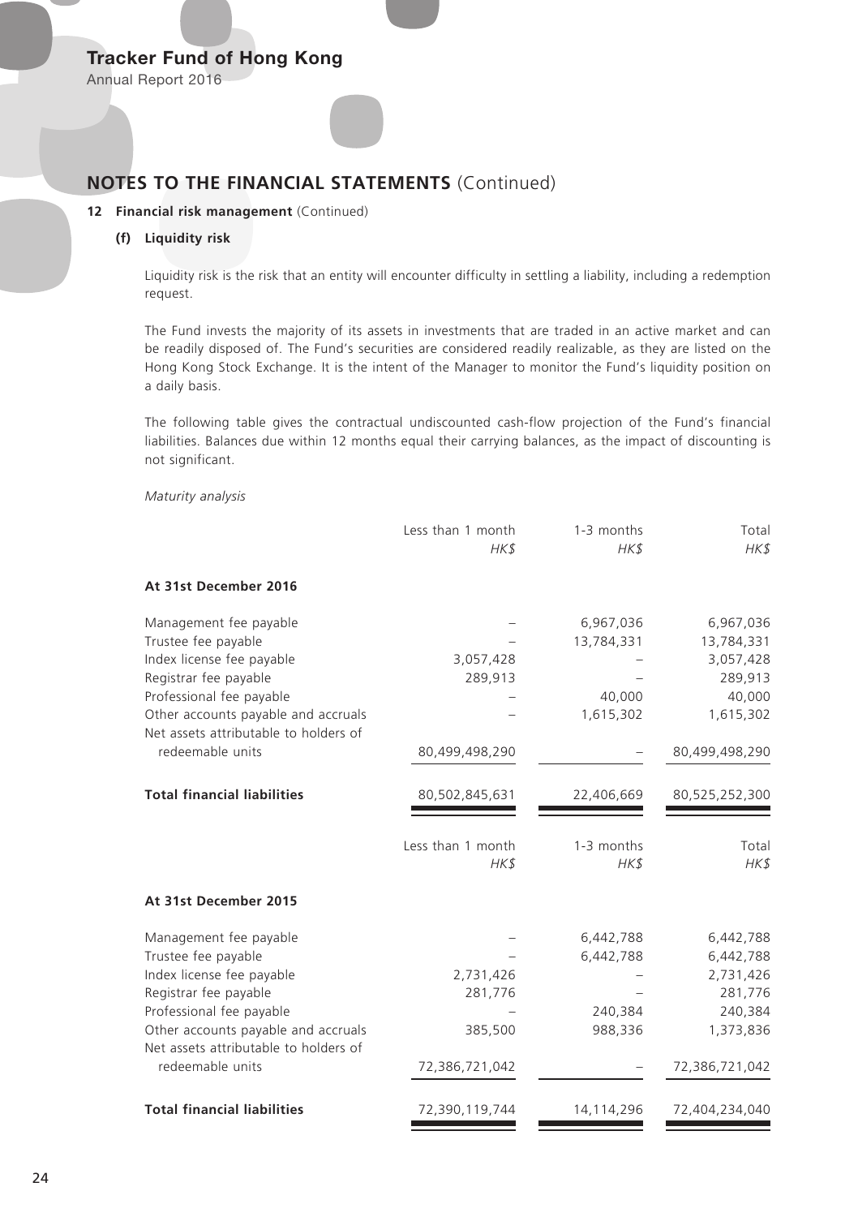## NOTES TO THE FINANCIAL STATEMENTS (Continued)

### 12 Financial risk management (Continued)

#### (f) Liquidity risk

Liquidity risk is the risk that an entity will encounter difficulty in settling a liability, including a redemption request.

The Fund invests the majority of its assets in investments that are traded in an active market and can be readily disposed of. The Fund's securities are considered readily realizable, as they are listed on the Hong Kong Stock Exchange. It is the intent of the Manager to monitor the Fund's liquidity position on a daily basis.

The following table gives the contractual undiscounted cash-flow projection of the Fund's financial liabilities. Balances due within 12 months equal their carrying balances, as the impact of discounting is not significant.

*Maturity analysis*

| | Less than 1 month<br>*HK$* | 1-3 months<br>*HK$* | Total<br>*HK$* |
|---|---:|---:|---:|
| **At 31st December 2016** | | | |
| Management fee payable | – | 6,967,036 | 6,967,036 |
| Trustee fee payable | – | 13,784,331 | 13,784,331 |
| Index license fee payable | 3,057,428 | – | 3,057,428 |
| Registrar fee payable | 289,913 | – | 289,913 |
| Professional fee payable | – | 40,000 | 40,000 |
| Other accounts payable and accruals | – | 1,615,302 | 1,615,302 |
| Net assets attributable to holders of redeemable units | 80,499,498,290 | – | 80,499,498,290 |
| **Total financial liabilities** | 80,502,845,631 | 22,406,669 | 80,525,252,300 |

| | Less than 1 month<br>*HK$* | 1-3 months<br>*HK$* | Total<br>*HK$* |
|---|---:|---:|---:|
| **At 31st December 2015** | | | |
| Management fee payable | – | 6,442,788 | 6,442,788 |
| Trustee fee payable | – | 6,442,788 | 6,442,788 |
| Index license fee payable | 2,731,426 | – | 2,731,426 |
| Registrar fee payable | 281,776 | – | 281,776 |
| Professional fee payable | – | 240,384 | 240,384 |
| Other accounts payable and accruals | 385,500 | 988,336 | 1,373,836 |
| Net assets attributable to holders of redeemable units | 72,386,721,042 | – | 72,386,721,042 |
| **Total financial liabilities** | 72,390,119,744 | 14,114,296 | 72,404,234,040 |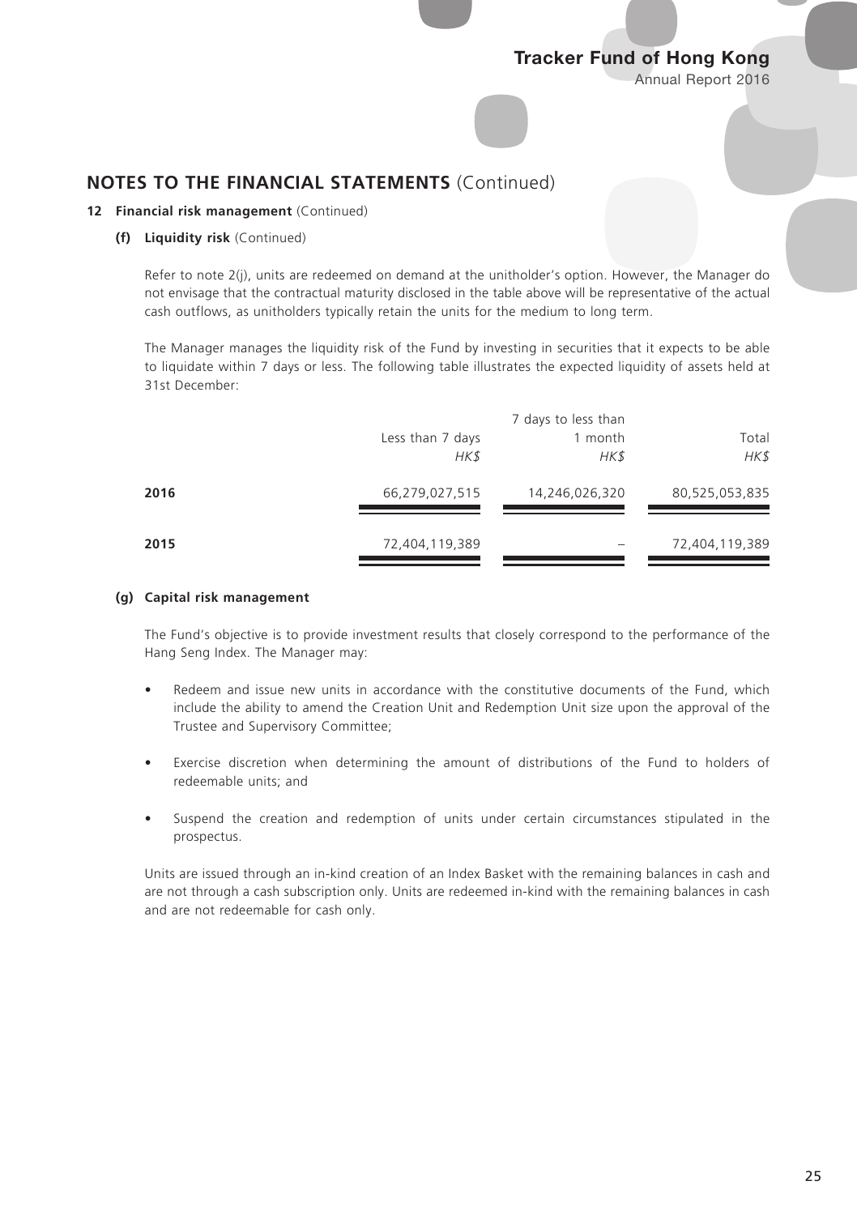## NOTES TO THE FINANCIAL STATEMENTS (Continued)

### 12 Financial risk management (Continued)

#### (f) Liquidity risk (Continued)

Refer to note 2(j), units are redeemed on demand at the unitholder's option. However, the Manager do not envisage that the contractual maturity disclosed in the table above will be representative of the actual cash outflows, as unitholders typically retain the units for the medium to long term.

The Manager manages the liquidity risk of the Fund by investing in securities that it expects to be able to liquidate within 7 days or less. The following table illustrates the expected liquidity of assets held at 31st December:

| | Less than 7 days | 7 days to less than 1 month | Total |
|---|---|---|---|
| | *HK$* | *HK$* | *HK$* |
| **2016** | 66,279,027,515 | 14,246,026,320 | 80,525,053,835 |
| **2015** | 72,404,119,389 | – | 72,404,119,389 |

#### (g) Capital risk management

The Fund's objective is to provide investment results that closely correspond to the performance of the Hang Seng Index. The Manager may:

- Redeem and issue new units in accordance with the constitutive documents of the Fund, which include the ability to amend the Creation Unit and Redemption Unit size upon the approval of the Trustee and Supervisory Committee;
- Exercise discretion when determining the amount of distributions of the Fund to holders of redeemable units; and
- Suspend the creation and redemption of units under certain circumstances stipulated in the prospectus.

Units are issued through an in-kind creation of an Index Basket with the remaining balances in cash and are not through a cash subscription only. Units are redeemed in-kind with the remaining balances in cash and are not redeemable for cash only.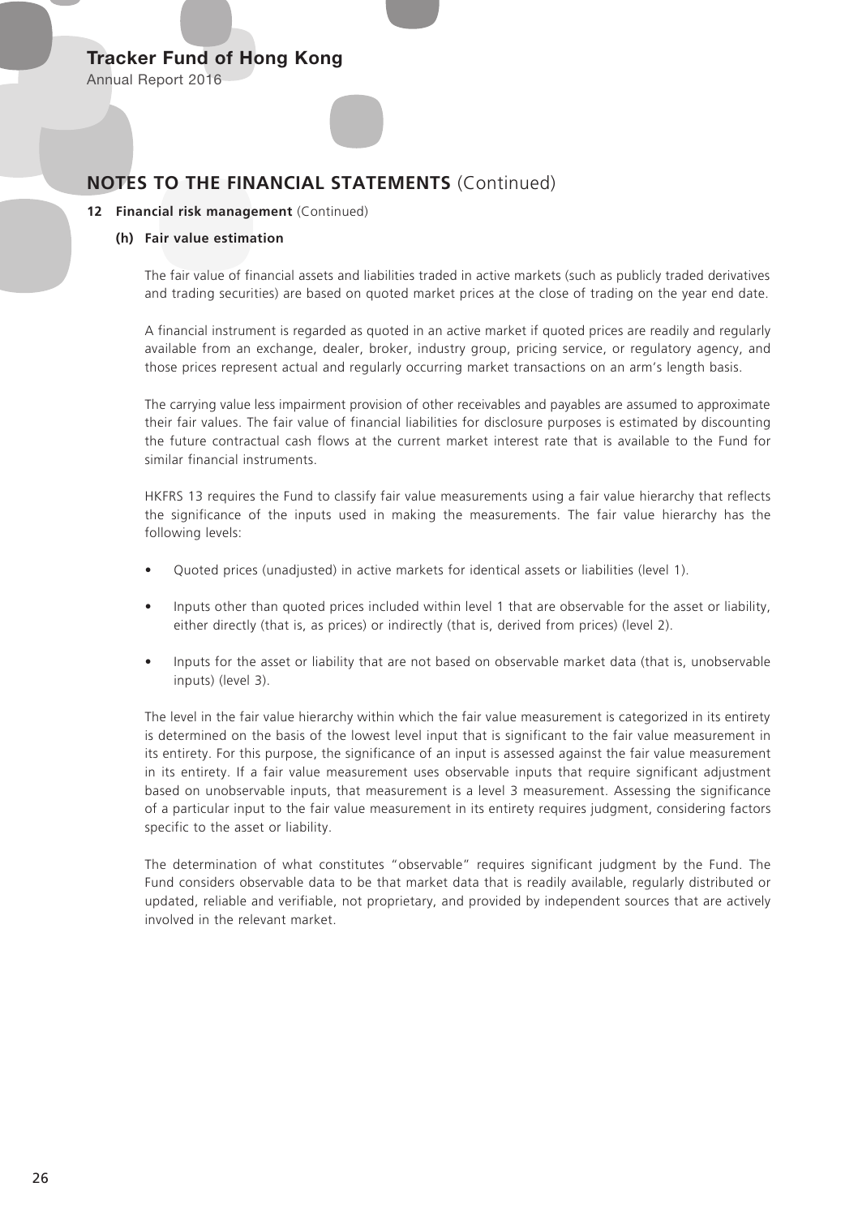## NOTES TO THE FINANCIAL STATEMENTS (Continued)

### 12 Financial risk management (Continued)

#### (h) Fair value estimation

The fair value of financial assets and liabilities traded in active markets (such as publicly traded derivatives and trading securities) are based on quoted market prices at the close of trading on the year end date.

A financial instrument is regarded as quoted in an active market if quoted prices are readily and regularly available from an exchange, dealer, broker, industry group, pricing service, or regulatory agency, and those prices represent actual and regularly occurring market transactions on an arm's length basis.

The carrying value less impairment provision of other receivables and payables are assumed to approximate their fair values. The fair value of financial liabilities for disclosure purposes is estimated by discounting the future contractual cash flows at the current market interest rate that is available to the Fund for similar financial instruments.

HKFRS 13 requires the Fund to classify fair value measurements using a fair value hierarchy that reflects the significance of the inputs used in making the measurements. The fair value hierarchy has the following levels:

- Quoted prices (unadjusted) in active markets for identical assets or liabilities (level 1).
- Inputs other than quoted prices included within level 1 that are observable for the asset or liability, either directly (that is, as prices) or indirectly (that is, derived from prices) (level 2).
- Inputs for the asset or liability that are not based on observable market data (that is, unobservable inputs) (level 3).

The level in the fair value hierarchy within which the fair value measurement is categorized in its entirety is determined on the basis of the lowest level input that is significant to the fair value measurement in its entirety. For this purpose, the significance of an input is assessed against the fair value measurement in its entirety. If a fair value measurement uses observable inputs that require significant adjustment based on unobservable inputs, that measurement is a level 3 measurement. Assessing the significance of a particular input to the fair value measurement in its entirety requires judgment, considering factors specific to the asset or liability.

The determination of what constitutes "observable" requires significant judgment by the Fund. The Fund considers observable data to be that market data that is readily available, regularly distributed or updated, reliable and verifiable, not proprietary, and provided by independent sources that are actively involved in the relevant market.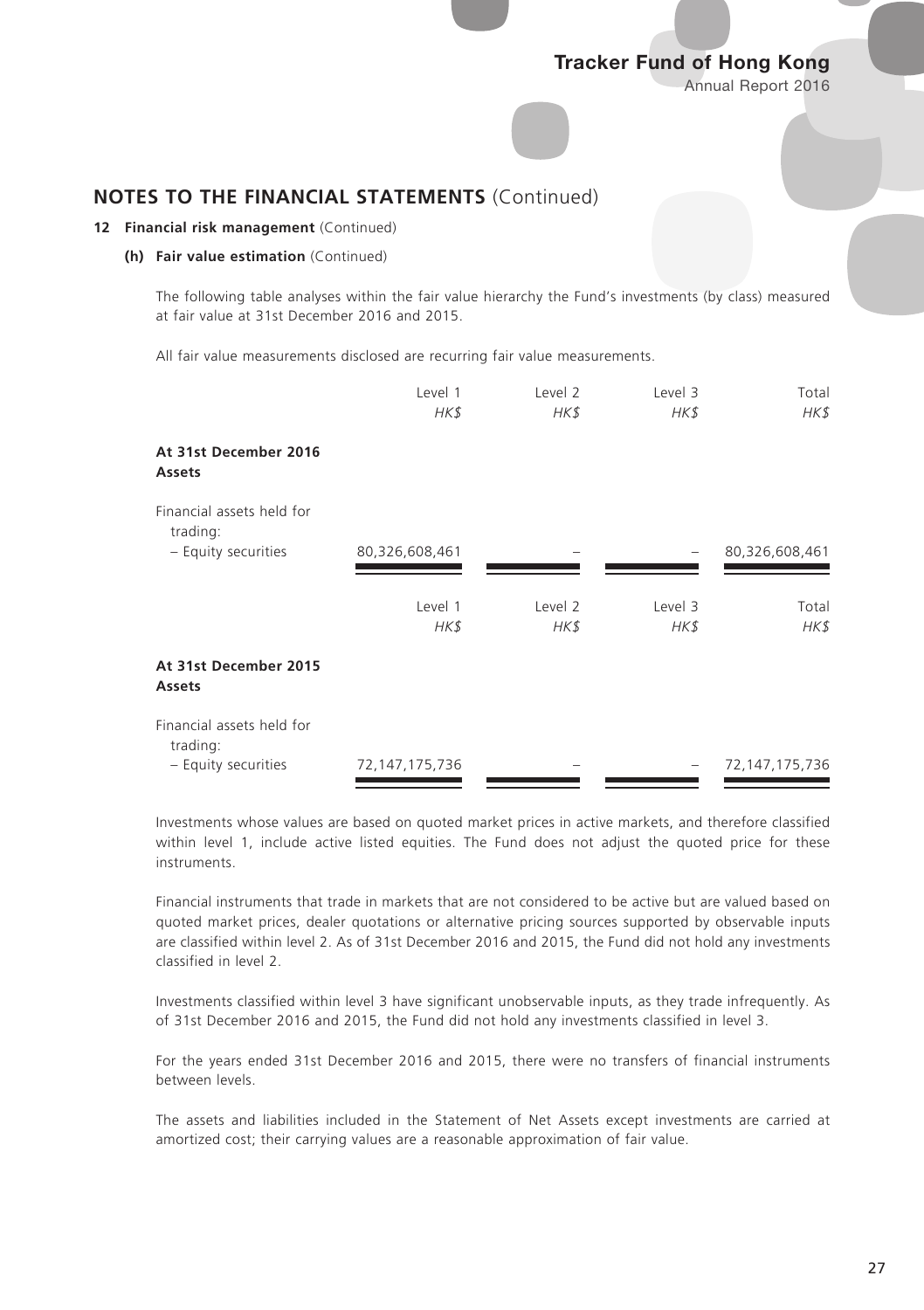## NOTES TO THE FINANCIAL STATEMENTS (Continued)

**12 Financial risk management** (Continued)

**(h) Fair value estimation** (Continued)

The following table analyses within the fair value hierarchy the Fund's investments (by class) measured at fair value at 31st December 2016 and 2015.

All fair value measurements disclosed are recurring fair value measurements.

| | Level 1<br>*HK$* | Level 2<br>*HK$* | Level 3<br>*HK$* | Total<br>*HK$* |
|---|---|---|---|---|
| **At 31st December 2016** | | | | |
| **Assets** | | | | |
| Financial assets held for trading: | | | | |
| – Equity securities | 80,326,608,461 | – | – | 80,326,608,461 |

| | Level 1<br>*HK$* | Level 2<br>*HK$* | Level 3<br>*HK$* | Total<br>*HK$* |
|---|---|---|---|---|
| **At 31st December 2015** | | | | |
| **Assets** | | | | |
| Financial assets held for trading: | | | | |
| – Equity securities | 72,147,175,736 | – | – | 72,147,175,736 |

Investments whose values are based on quoted market prices in active markets, and therefore classified within level 1, include active listed equities. The Fund does not adjust the quoted price for these instruments.

Financial instruments that trade in markets that are not considered to be active but are valued based on quoted market prices, dealer quotations or alternative pricing sources supported by observable inputs are classified within level 2. As of 31st December 2016 and 2015, the Fund did not hold any investments classified in level 2.

Investments classified within level 3 have significant unobservable inputs, as they trade infrequently. As of 31st December 2016 and 2015, the Fund did not hold any investments classified in level 3.

For the years ended 31st December 2016 and 2015, there were no transfers of financial instruments between levels.

The assets and liabilities included in the Statement of Net Assets except investments are carried at amortized cost; their carrying values are a reasonable approximation of fair value.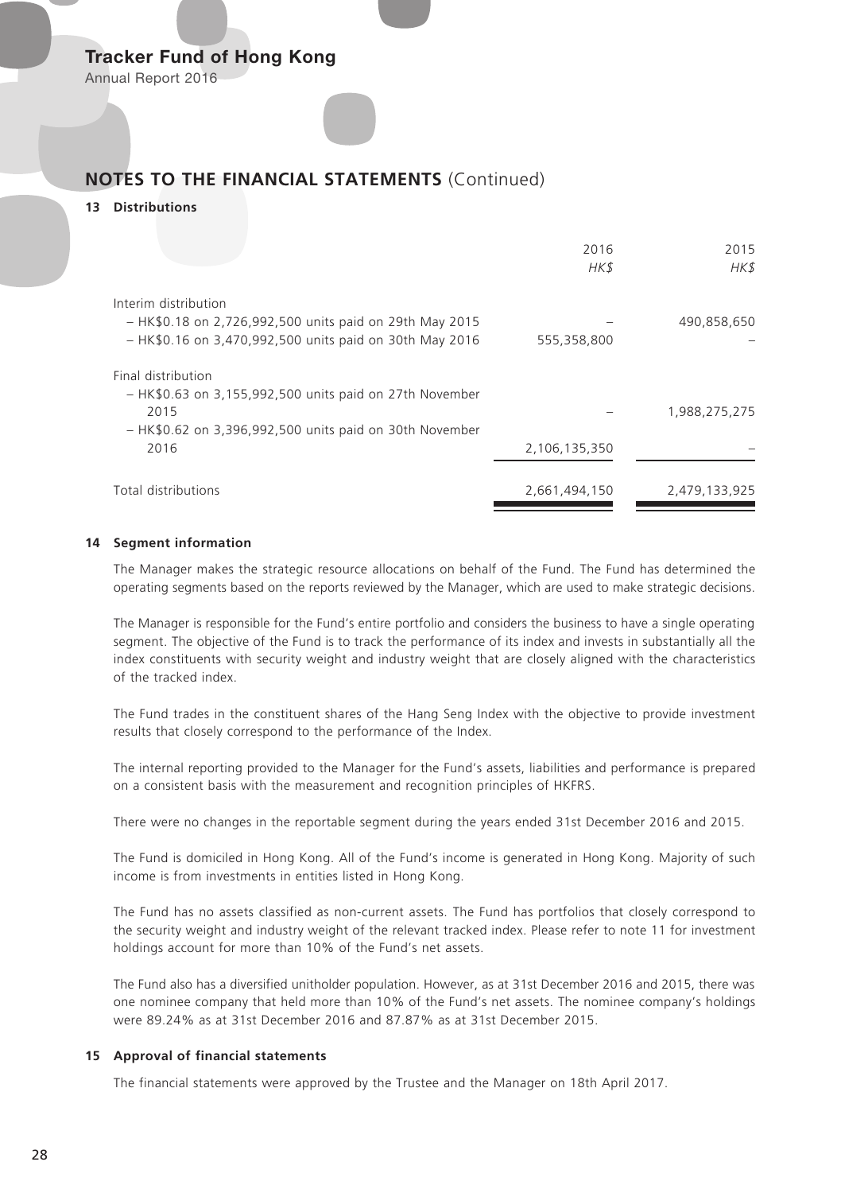## NOTES TO THE FINANCIAL STATEMENTS (Continued)

### 13 Distributions

| | 2016 HK$ | 2015 HK$ |
|---|---|---|
| Interim distribution | | |
| – HK$0.18 on 2,726,992,500 units paid on 29th May 2015 | – | 490,858,650 |
| – HK$0.16 on 3,470,992,500 units paid on 30th May 2016 | 555,358,800 | – |
| Final distribution | | |
| – HK$0.63 on 3,155,992,500 units paid on 27th November 2015 | – | 1,988,275,275 |
| – HK$0.62 on 3,396,992,500 units paid on 30th November 2016 | 2,106,135,350 | – |
| Total distributions | 2,661,494,150 | 2,479,133,925 |

### 14 Segment information

The Manager makes the strategic resource allocations on behalf of the Fund. The Fund has determined the operating segments based on the reports reviewed by the Manager, which are used to make strategic decisions.

The Manager is responsible for the Fund's entire portfolio and considers the business to have a single operating segment. The objective of the Fund is to track the performance of its index and invests in substantially all the index constituents with security weight and industry weight that are closely aligned with the characteristics of the tracked index.

The Fund trades in the constituent shares of the Hang Seng Index with the objective to provide investment results that closely correspond to the performance of the Index.

The internal reporting provided to the Manager for the Fund's assets, liabilities and performance is prepared on a consistent basis with the measurement and recognition principles of HKFRS.

There were no changes in the reportable segment during the years ended 31st December 2016 and 2015.

The Fund is domiciled in Hong Kong. All of the Fund's income is generated in Hong Kong. Majority of such income is from investments in entities listed in Hong Kong.

The Fund has no assets classified as non-current assets. The Fund has portfolios that closely correspond to the security weight and industry weight of the relevant tracked index. Please refer to note 11 for investment holdings account for more than 10% of the Fund's net assets.

The Fund also has a diversified unitholder population. However, as at 31st December 2016 and 2015, there was one nominee company that held more than 10% of the Fund's net assets. The nominee company's holdings were 89.24% as at 31st December 2016 and 87.87% as at 31st December 2015.

### 15 Approval of financial statements

The financial statements were approved by the Trustee and the Manager on 18th April 2017.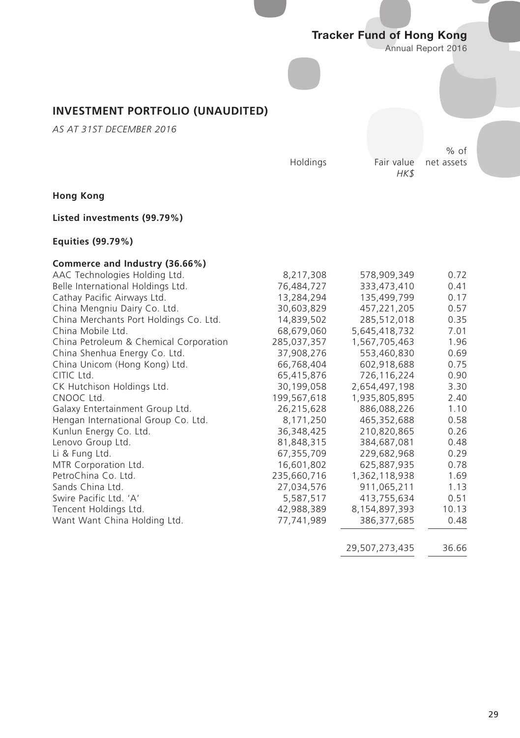## INVESTMENT PORTFOLIO (UNAUDITED)

*AS AT 31ST DECEMBER 2016*

| | Holdings | Fair value *HK$* | % of net assets |
|---|---|---|---|
| **Hong Kong** | | | |
| **Listed investments (99.79%)** | | | |
| **Equities (99.79%)** | | | |
| **Commerce and Industry (36.66%)** | | | |
| AAC Technologies Holding Ltd. | 8,217,308 | 578,909,349 | 0.72 |
| Belle International Holdings Ltd. | 76,484,727 | 333,473,410 | 0.41 |
| Cathay Pacific Airways Ltd. | 13,284,294 | 135,499,799 | 0.17 |
| China Mengniu Dairy Co. Ltd. | 30,603,829 | 457,221,205 | 0.57 |
| China Merchants Port Holdings Co. Ltd. | 14,839,502 | 285,512,018 | 0.35 |
| China Mobile Ltd. | 68,679,060 | 5,645,418,732 | 7.01 |
| China Petroleum & Chemical Corporation | 285,037,357 | 1,567,705,463 | 1.96 |
| China Shenhua Energy Co. Ltd. | 37,908,276 | 553,460,830 | 0.69 |
| China Unicom (Hong Kong) Ltd. | 66,768,404 | 602,918,688 | 0.75 |
| CITIC Ltd. | 65,415,876 | 726,116,224 | 0.90 |
| CK Hutchison Holdings Ltd. | 30,199,058 | 2,654,497,198 | 3.30 |
| CNOOC Ltd. | 199,567,618 | 1,935,805,895 | 2.40 |
| Galaxy Entertainment Group Ltd. | 26,215,628 | 886,088,226 | 1.10 |
| Hengan International Group Co. Ltd. | 8,171,250 | 465,352,688 | 0.58 |
| Kunlun Energy Co. Ltd. | 36,348,425 | 210,820,865 | 0.26 |
| Lenovo Group Ltd. | 81,848,315 | 384,687,081 | 0.48 |
| Li & Fung Ltd. | 67,355,709 | 229,682,968 | 0.29 |
| MTR Corporation Ltd. | 16,601,802 | 625,887,935 | 0.78 |
| PetroChina Co. Ltd. | 235,660,716 | 1,362,118,938 | 1.69 |
| Sands China Ltd. | 27,034,576 | 911,065,211 | 1.13 |
| Swire Pacific Ltd. 'A' | 5,587,517 | 413,755,634 | 0.51 |
| Tencent Holdings Ltd. | 42,988,389 | 8,154,897,393 | 10.13 |
| Want Want China Holding Ltd. | 77,741,989 | 386,377,685 | 0.48 |
| | | 29,507,273,435 | 36.66 |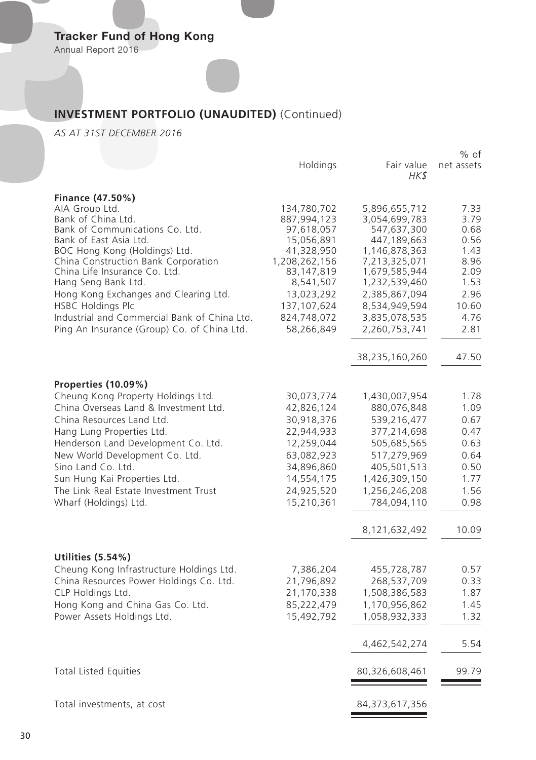## INVESTMENT PORTFOLIO (UNAUDITED) (Continued)

*AS AT 31ST DECEMBER 2016*

| | Holdings | Fair value *HK$* | % of net assets |
|---|---|---|---|
| **Finance (47.50%)** | | | |
| AIA Group Ltd. | 134,780,702 | 5,896,655,712 | 7.33 |
| Bank of China Ltd. | 887,994,123 | 3,054,699,783 | 3.79 |
| Bank of Communications Co. Ltd. | 97,618,057 | 547,637,300 | 0.68 |
| Bank of East Asia Ltd. | 15,056,891 | 447,189,663 | 0.56 |
| BOC Hong Kong (Holdings) Ltd. | 41,328,950 | 1,146,878,363 | 1.43 |
| China Construction Bank Corporation | 1,208,262,156 | 7,213,325,071 | 8.96 |
| China Life Insurance Co. Ltd. | 83,147,819 | 1,679,585,944 | 2.09 |
| Hang Seng Bank Ltd. | 8,541,507 | 1,232,539,460 | 1.53 |
| Hong Kong Exchanges and Clearing Ltd. | 13,023,292 | 2,385,867,094 | 2.96 |
| HSBC Holdings Plc | 137,107,624 | 8,534,949,594 | 10.60 |
| Industrial and Commercial Bank of China Ltd. | 824,748,072 | 3,835,078,535 | 4.76 |
| Ping An Insurance (Group) Co. of China Ltd. | 58,266,849 | 2,260,753,741 | 2.81 |
| | | 38,235,160,260 | 47.50 |
| **Properties (10.09%)** | | | |
| Cheung Kong Property Holdings Ltd. | 30,073,774 | 1,430,007,954 | 1.78 |
| China Overseas Land & Investment Ltd. | 42,826,124 | 880,076,848 | 1.09 |
| China Resources Land Ltd. | 30,918,376 | 539,216,477 | 0.67 |
| Hang Lung Properties Ltd. | 22,944,933 | 377,214,698 | 0.47 |
| Henderson Land Development Co. Ltd. | 12,259,044 | 505,685,565 | 0.63 |
| New World Development Co. Ltd. | 63,082,923 | 517,279,969 | 0.64 |
| Sino Land Co. Ltd. | 34,896,860 | 405,501,513 | 0.50 |
| Sun Hung Kai Properties Ltd. | 14,554,175 | 1,426,309,150 | 1.77 |
| The Link Real Estate Investment Trust | 24,925,520 | 1,256,246,208 | 1.56 |
| Wharf (Holdings) Ltd. | 15,210,361 | 784,094,110 | 0.98 |
| | | 8,121,632,492 | 10.09 |
| **Utilities (5.54%)** | | | |
| Cheung Kong Infrastructure Holdings Ltd. | 7,386,204 | 455,728,787 | 0.57 |
| China Resources Power Holdings Co. Ltd. | 21,796,892 | 268,537,709 | 0.33 |
| CLP Holdings Ltd. | 21,170,338 | 1,508,386,583 | 1.87 |
| Hong Kong and China Gas Co. Ltd. | 85,222,479 | 1,170,956,862 | 1.45 |
| Power Assets Holdings Ltd. | 15,492,792 | 1,058,932,333 | 1.32 |
| | | 4,462,542,274 | 5.54 |
| Total Listed Equities | | 80,326,608,461 | 99.79 |
| Total investments, at cost | | 84,373,617,356 | |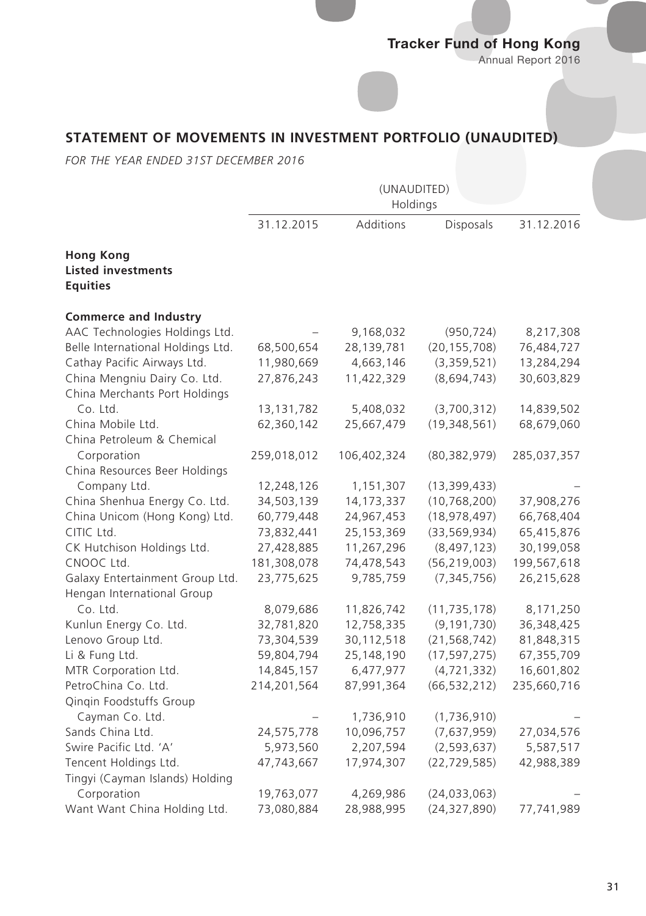## STATEMENT OF MOVEMENTS IN INVESTMENT PORTFOLIO (UNAUDITED)

*FOR THE YEAR ENDED 31ST DECEMBER 2016*

| | (UNAUDITED) Holdings | | | |
|---|---|---|---|---|
| | 31.12.2015 | Additions | Disposals | 31.12.2016 |
| **Hong Kong** | | | | |
| **Listed investments** | | | | |
| **Equities** | | | | |
| **Commerce and Industry** | | | | |
| AAC Technologies Holdings Ltd. | – | 9,168,032 | (950,724) | 8,217,308 |
| Belle International Holdings Ltd. | 68,500,654 | 28,139,781 | (20,155,708) | 76,484,727 |
| Cathay Pacific Airways Ltd. | 11,980,669 | 4,663,146 | (3,359,521) | 13,284,294 |
| China Mengniu Dairy Co. Ltd. | 27,876,243 | 11,422,329 | (8,694,743) | 30,603,829 |
| China Merchants Port Holdings Co. Ltd. | 13,131,782 | 5,408,032 | (3,700,312) | 14,839,502 |
| China Mobile Ltd. | 62,360,142 | 25,667,479 | (19,348,561) | 68,679,060 |
| China Petroleum & Chemical Corporation | 259,018,012 | 106,402,324 | (80,382,979) | 285,037,357 |
| China Resources Beer Holdings Company Ltd. | 12,248,126 | 1,151,307 | (13,399,433) | – |
| China Shenhua Energy Co. Ltd. | 34,503,139 | 14,173,337 | (10,768,200) | 37,908,276 |
| China Unicom (Hong Kong) Ltd. | 60,779,448 | 24,967,453 | (18,978,497) | 66,768,404 |
| CITIC Ltd. | 73,832,441 | 25,153,369 | (33,569,934) | 65,415,876 |
| CK Hutchison Holdings Ltd. | 27,428,885 | 11,267,296 | (8,497,123) | 30,199,058 |
| CNOOC Ltd. | 181,308,078 | 74,478,543 | (56,219,003) | 199,567,618 |
| Galaxy Entertainment Group Ltd. | 23,775,625 | 9,785,759 | (7,345,756) | 26,215,628 |
| Hengan International Group Co. Ltd. | 8,079,686 | 11,826,742 | (11,735,178) | 8,171,250 |
| Kunlun Energy Co. Ltd. | 32,781,820 | 12,758,335 | (9,191,730) | 36,348,425 |
| Lenovo Group Ltd. | 73,304,539 | 30,112,518 | (21,568,742) | 81,848,315 |
| Li & Fung Ltd. | 59,804,794 | 25,148,190 | (17,597,275) | 67,355,709 |
| MTR Corporation Ltd. | 14,845,157 | 6,477,977 | (4,721,332) | 16,601,802 |
| PetroChina Co. Ltd. | 214,201,564 | 87,991,364 | (66,532,212) | 235,660,716 |
| Qinqin Foodstuffs Group Cayman Co. Ltd. | – | 1,736,910 | (1,736,910) | – |
| Sands China Ltd. | 24,575,778 | 10,096,757 | (7,637,959) | 27,034,576 |
| Swire Pacific Ltd. 'A' | 5,973,560 | 2,207,594 | (2,593,637) | 5,587,517 |
| Tencent Holdings Ltd. | 47,743,667 | 17,974,307 | (22,729,585) | 42,988,389 |
| Tingyi (Cayman Islands) Holding Corporation | 19,763,077 | 4,269,986 | (24,033,063) | – |
| Want Want China Holding Ltd. | 73,080,884 | 28,988,995 | (24,327,890) | 77,741,989 |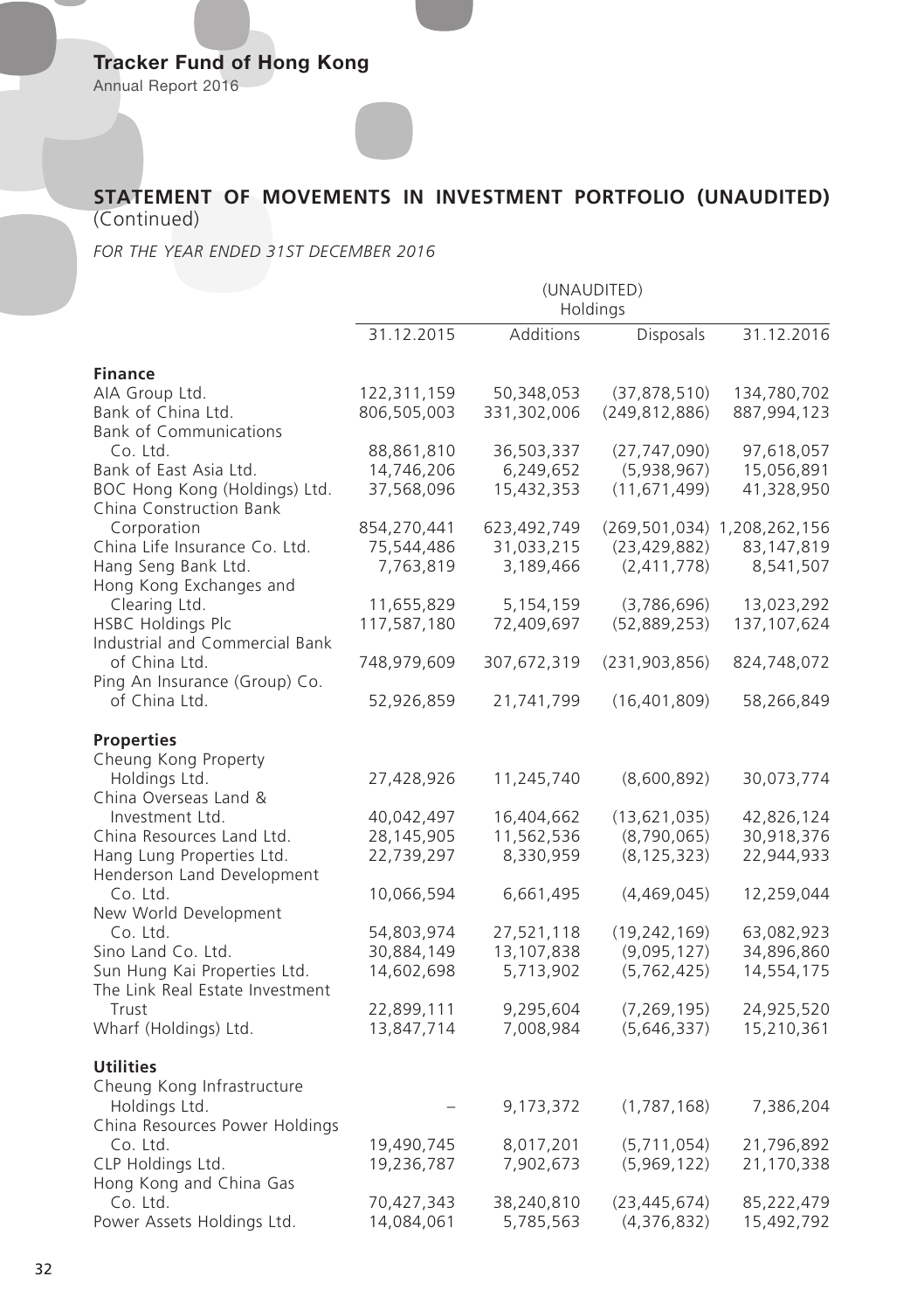## STATEMENT OF MOVEMENTS IN INVESTMENT PORTFOLIO (UNAUDITED) (Continued)

*FOR THE YEAR ENDED 31ST DECEMBER 2016*

| | (UNAUDITED) Holdings | | | |
|---|---|---|---|---|
| | 31.12.2015 | Additions | Disposals | 31.12.2016 |
| **Finance** | | | | |
| AIA Group Ltd. | 122,311,159 | 50,348,053 | (37,878,510) | 134,780,702 |
| Bank of China Ltd. | 806,505,003 | 331,302,006 | (249,812,886) | 887,994,123 |
| Bank of Communications Co. Ltd. | 88,861,810 | 36,503,337 | (27,747,090) | 97,618,057 |
| Bank of East Asia Ltd. | 14,746,206 | 6,249,652 | (5,938,967) | 15,056,891 |
| BOC Hong Kong (Holdings) Ltd. | 37,568,096 | 15,432,353 | (11,671,499) | 41,328,950 |
| China Construction Bank Corporation | 854,270,441 | 623,492,749 | (269,501,034) | 1,208,262,156 |
| China Life Insurance Co. Ltd. | 75,544,486 | 31,033,215 | (23,429,882) | 83,147,819 |
| Hang Seng Bank Ltd. | 7,763,819 | 3,189,466 | (2,411,778) | 8,541,507 |
| Hong Kong Exchanges and Clearing Ltd. | 11,655,829 | 5,154,159 | (3,786,696) | 13,023,292 |
| HSBC Holdings Plc | 117,587,180 | 72,409,697 | (52,889,253) | 137,107,624 |
| Industrial and Commercial Bank of China Ltd. | 748,979,609 | 307,672,319 | (231,903,856) | 824,748,072 |
| Ping An Insurance (Group) Co. of China Ltd. | 52,926,859 | 21,741,799 | (16,401,809) | 58,266,849 |
| **Properties** | | | | |
| Cheung Kong Property Holdings Ltd. | 27,428,926 | 11,245,740 | (8,600,892) | 30,073,774 |
| China Overseas Land & Investment Ltd. | 40,042,497 | 16,404,662 | (13,621,035) | 42,826,124 |
| China Resources Land Ltd. | 28,145,905 | 11,562,536 | (8,790,065) | 30,918,376 |
| Hang Lung Properties Ltd. | 22,739,297 | 8,330,959 | (8,125,323) | 22,944,933 |
| Henderson Land Development Co. Ltd. | 10,066,594 | 6,661,495 | (4,469,045) | 12,259,044 |
| New World Development Co. Ltd. | 54,803,974 | 27,521,118 | (19,242,169) | 63,082,923 |
| Sino Land Co. Ltd. | 30,884,149 | 13,107,838 | (9,095,127) | 34,896,860 |
| Sun Hung Kai Properties Ltd. | 14,602,698 | 5,713,902 | (5,762,425) | 14,554,175 |
| The Link Real Estate Investment Trust | 22,899,111 | 9,295,604 | (7,269,195) | 24,925,520 |
| Wharf (Holdings) Ltd. | 13,847,714 | 7,008,984 | (5,646,337) | 15,210,361 |
| **Utilities** | | | | |
| Cheung Kong Infrastructure Holdings Ltd. | – | 9,173,372 | (1,787,168) | 7,386,204 |
| China Resources Power Holdings Co. Ltd. | 19,490,745 | 8,017,201 | (5,711,054) | 21,796,892 |
| CLP Holdings Ltd. | 19,236,787 | 7,902,673 | (5,969,122) | 21,170,338 |
| Hong Kong and China Gas Co. Ltd. | 70,427,343 | 38,240,810 | (23,445,674) | 85,222,479 |
| Power Assets Holdings Ltd. | 14,084,061 | 5,785,563 | (4,376,832) | 15,492,792 |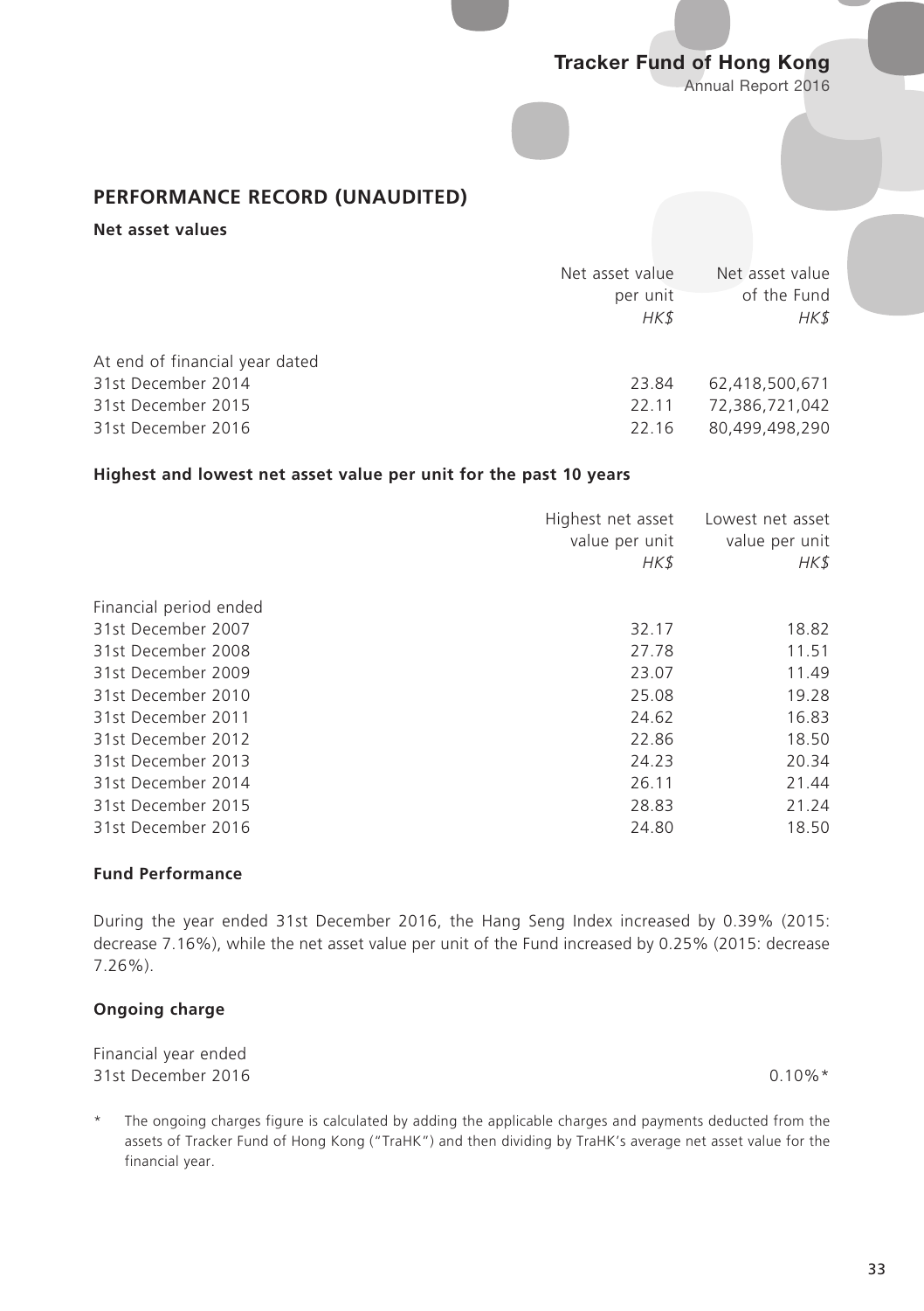## PERFORMANCE RECORD (UNAUDITED)

### Net asset values

| | Net asset value per unit *HK$* | Net asset value of the Fund *HK$* |
|---|---|---|
| At end of financial year dated | | |
| 31st December 2014 | 23.84 | 62,418,500,671 |
| 31st December 2015 | 22.11 | 72,386,721,042 |
| 31st December 2016 | 22.16 | 80,499,498,290 |

### Highest and lowest net asset value per unit for the past 10 years

| | Highest net asset value per unit *HK$* | Lowest net asset value per unit *HK$* |
|---|---|---|
| Financial period ended | | |
| 31st December 2007 | 32.17 | 18.82 |
| 31st December 2008 | 27.78 | 11.51 |
| 31st December 2009 | 23.07 | 11.49 |
| 31st December 2010 | 25.08 | 19.28 |
| 31st December 2011 | 24.62 | 16.83 |
| 31st December 2012 | 22.86 | 18.50 |
| 31st December 2013 | 24.23 | 20.34 |
| 31st December 2014 | 26.11 | 21.44 |
| 31st December 2015 | 28.83 | 21.24 |
| 31st December 2016 | 24.80 | 18.50 |

### Fund Performance

During the year ended 31st December 2016, the Hang Seng Index increased by 0.39% (2015: decrease 7.16%), while the net asset value per unit of the Fund increased by 0.25% (2015: decrease 7.26%).

### Ongoing charge

| | |
|---|---|
| Financial year ended 31st December 2016 | 0.10%* |

\* The ongoing charges figure is calculated by adding the applicable charges and payments deducted from the assets of Tracker Fund of Hong Kong ("TraHK") and then dividing by TraHK's average net asset value for the financial year.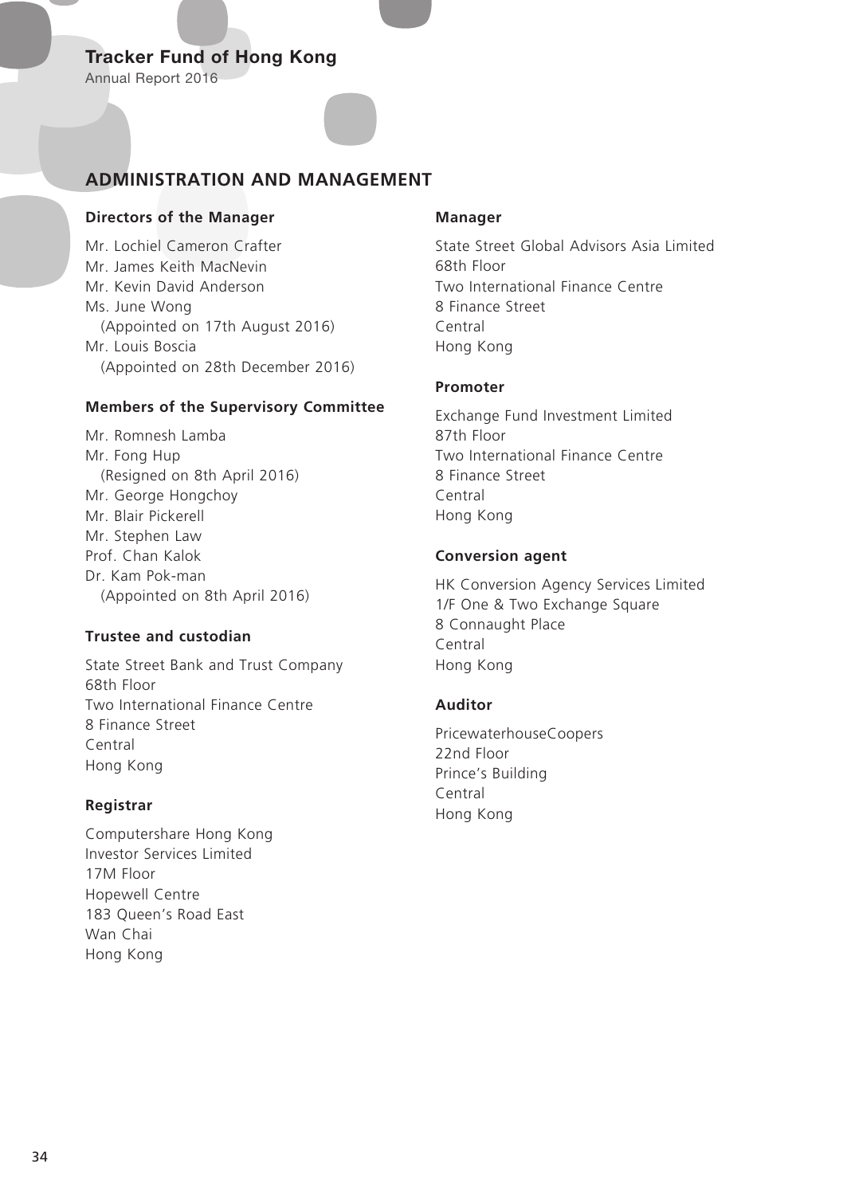## ADMINISTRATION AND MANAGEMENT

### Directors of the Manager

Mr. Lochiel Cameron Crafter
Mr. James Keith MacNevin
Mr. Kevin David Anderson
Ms. June Wong
(Appointed on 17th August 2016)
Mr. Louis Boscia
(Appointed on 28th December 2016)

### Members of the Supervisory Committee

Mr. Romnesh Lamba
Mr. Fong Hup
(Resigned on 8th April 2016)
Mr. George Hongchoy
Mr. Blair Pickerell
Mr. Stephen Law
Prof. Chan Kalok
Dr. Kam Pok-man
(Appointed on 8th April 2016)

### Trustee and custodian

State Street Bank and Trust Company
68th Floor
Two International Finance Centre
8 Finance Street
Central
Hong Kong

### Registrar

Computershare Hong Kong
Investor Services Limited
17M Floor
Hopewell Centre
183 Queen's Road East
Wan Chai
Hong Kong

### Manager

State Street Global Advisors Asia Limited
68th Floor
Two International Finance Centre
8 Finance Street
Central
Hong Kong

### Promoter

Exchange Fund Investment Limited
87th Floor
Two International Finance Centre
8 Finance Street
Central
Hong Kong

### Conversion agent

HK Conversion Agency Services Limited
1/F One & Two Exchange Square
8 Connaught Place
Central
Hong Kong

### Auditor

PricewaterhouseCoopers
22nd Floor
Prince's Building
Central
Hong Kong